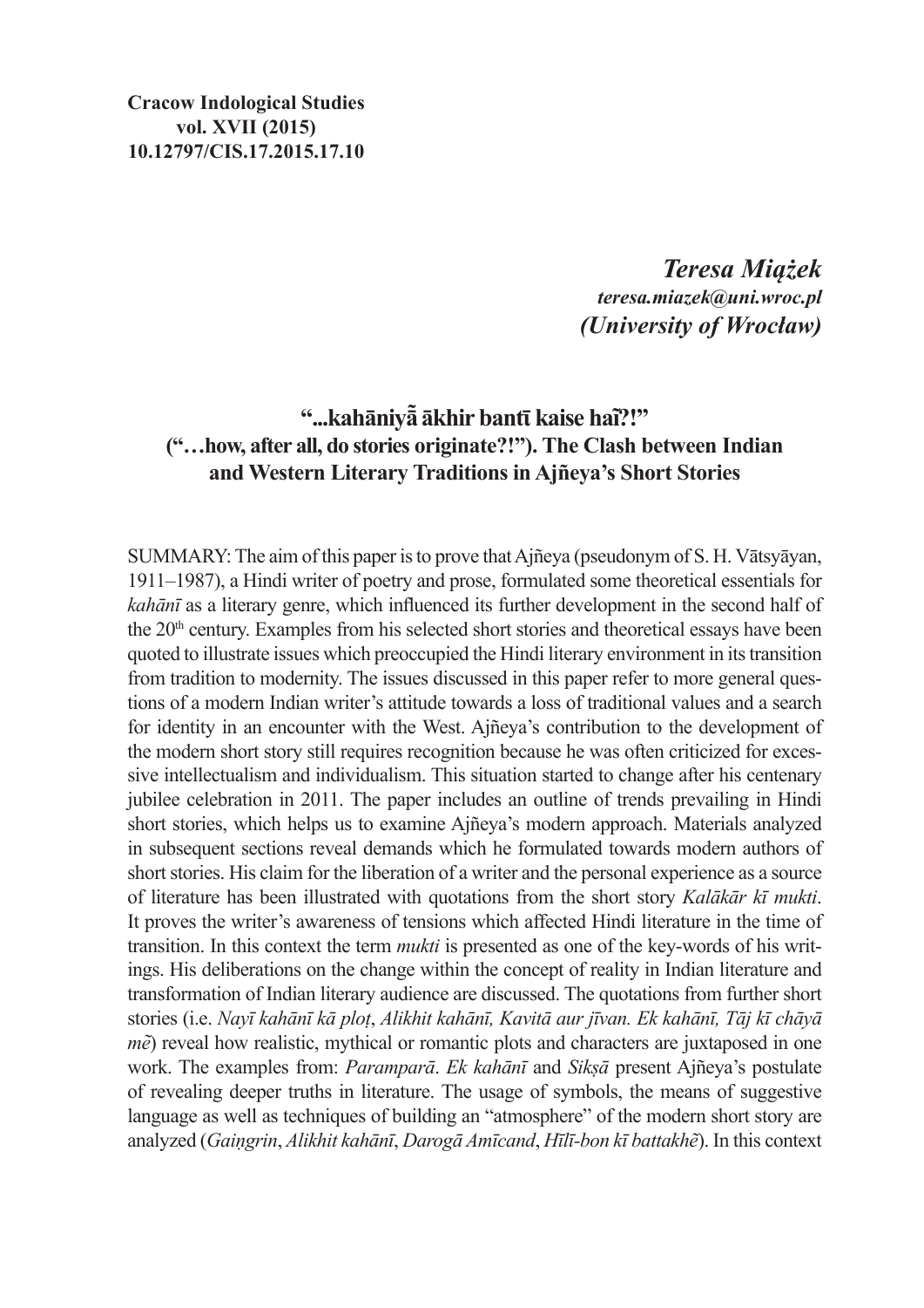**Cracow Indological Studies**
**vol. XVII (2015)**
**10.12797/CIS.17.2015.17.10**

***Teresa Miążek***
***teresa.miazek@uni.wroc.pl***
***(University of Wrocław)***

# "...kahāniyā̃ ākhir bantī kaise haĩ?!" ("…how, after all, do stories originate?!"). The Clash between Indian and Western Literary Traditions in Ajñeya's Short Stories

SUMMARY: The aim of this paper is to prove that Ajñeya (pseudonym of S. H. Vātsyāyan, 1911–1987), a Hindi writer of poetry and prose, formulated some theoretical essentials for *kahānī* as a literary genre, which influenced its further development in the second half of the 20th century. Examples from his selected short stories and theoretical essays have been quoted to illustrate issues which preoccupied the Hindi literary environment in its transition from tradition to modernity. The issues discussed in this paper refer to more general questions of a modern Indian writer's attitude towards a loss of traditional values and a search for identity in an encounter with the West. Ajñeya's contribution to the development of the modern short story still requires recognition because he was often criticized for excessive intellectualism and individualism. This situation started to change after his centenary jubilee celebration in 2011. The paper includes an outline of trends prevailing in Hindi short stories, which helps us to examine Ajñeya's modern approach. Materials analyzed in subsequent sections reveal demands which he formulated towards modern authors of short stories. His claim for the liberation of a writer and the personal experience as a source of literature has been illustrated with quotations from the short story *Kalākār kī mukti*. It proves the writer's awareness of tensions which affected Hindi literature in the time of transition. In this context the term *mukti* is presented as one of the key-words of his writings. His deliberations on the change within the concept of reality in Indian literature and transformation of Indian literary audience are discussed. The quotations from further short stories (i.e. *Nayī kahānī kā ploṭ*, *Alikhit kahānī, Kavitā aur jīvan. Ek kahānī, Tāj kī chāyā mẽ*) reveal how realistic, mythical or romantic plots and characters are juxtaposed in one work. The examples from: *Paramparā*. *Ek kahānī* and *Sikṣā* present Ajñeya's postulate of revealing deeper truths in literature. The usage of symbols, the means of suggestive language as well as techniques of building an "atmosphere" of the modern short story are analyzed (*Gaiṇgrin*, *Alikhit kahānī*, *Darogā Amīcand*, *Hīlī-bon kī battakhẽ*). In this context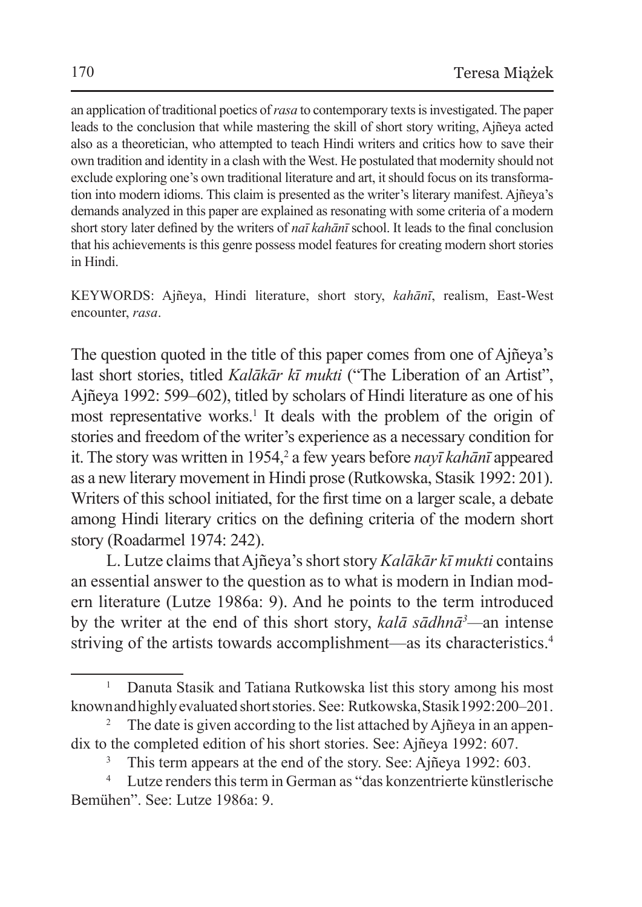an application of traditional poetics of *rasa* to contemporary texts is investigated. The paper leads to the conclusion that while mastering the skill of short story writing, Ajñeya acted also as a theoretician, who attempted to teach Hindi writers and critics how to save their own tradition and identity in a clash with the West. He postulated that modernity should not exclude exploring one's own traditional literature and art, it should focus on its transformation into modern idioms. This claim is presented as the writer's literary manifest. Ajñeya's demands analyzed in this paper are explained as resonating with some criteria of a modern short story later defined by the writers of *naī kahānī* school. It leads to the final conclusion that his achievements is this genre possess model features for creating modern short stories in Hindi.

KEYWORDS: Ajñeya, Hindi literature, short story, *kahānī*, realism, East-West encounter, *rasa*.

The question quoted in the title of this paper comes from one of Ajñeya's last short stories, titled *Kalākār kī mukti* ("The Liberation of an Artist", Ajñeya 1992: 599–602), titled by scholars of Hindi literature as one of his most representative works.[1] It deals with the problem of the origin of stories and freedom of the writer's experience as a necessary condition for it. The story was written in 1954,[2] a few years before *nayī kahānī* appeared as a new literary movement in Hindi prose (Rutkowska, Stasik 1992: 201). Writers of this school initiated, for the first time on a larger scale, a debate among Hindi literary critics on the defining criteria of the modern short story (Roadarmel 1974: 242).

L. Lutze claims that Ajñeya's short story *Kalākār kī mukti* contains an essential answer to the question as to what is modern in Indian modern literature (Lutze 1986a: 9). And he points to the term introduced by the writer at the end of this short story, *kalā sādhnā*[3]—an intense striving of the artists towards accomplishment—as its characteristics.[4]

[1] Danuta Stasik and Tatiana Rutkowska list this story among his most known and highly evaluated short stories. See: Rutkowska, Stasik 1992: 200–201.

[2] The date is given according to the list attached by Ajñeya in an appendix to the completed edition of his short stories. See: Ajñeya 1992: 607.

[3] This term appears at the end of the story. See: Ajñeya 1992: 603.

[4] Lutze renders this term in German as "das konzentrierte künstlerische Bemühen". See: Lutze 1986a: 9.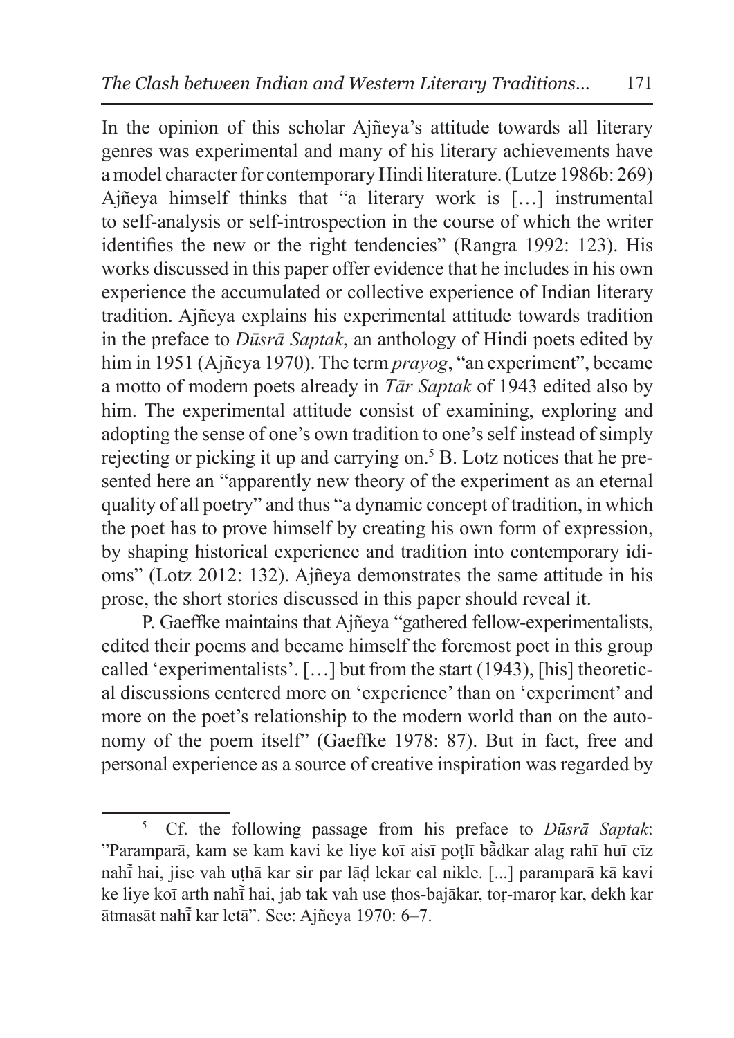In the opinion of this scholar Ajñeya's attitude towards all literary genres was experimental and many of his literary achievements have a model character for contemporary Hindi literature. (Lutze 1986b: 269) Ajñeya himself thinks that "a literary work is […] instrumental to self-analysis or self-introspection in the course of which the writer identifies the new or the right tendencies" (Rangra 1992: 123). His works discussed in this paper offer evidence that he includes in his own experience the accumulated or collective experience of Indian literary tradition. Ajñeya explains his experimental attitude towards tradition in the preface to *Dūsrā Saptak*, an anthology of Hindi poets edited by him in 1951 (Ajñeya 1970). The term *prayog*, "an experiment", became a motto of modern poets already in *Tār Saptak* of 1943 edited also by him. The experimental attitude consist of examining, exploring and adopting the sense of one's own tradition to one's self instead of simply rejecting or picking it up and carrying on.[5] B. Lotz notices that he presented here an "apparently new theory of the experiment as an eternal quality of all poetry" and thus "a dynamic concept of tradition, in which the poet has to prove himself by creating his own form of expression, by shaping historical experience and tradition into contemporary idioms" (Lotz 2012: 132). Ajñeya demonstrates the same attitude in his prose, the short stories discussed in this paper should reveal it.

P. Gaeffke maintains that Ajñeya "gathered fellow-experimentalists, edited their poems and became himself the foremost poet in this group called 'experimentalists'. […] but from the start (1943), [his] theoretical discussions centered more on 'experience' than on 'experiment' and more on the poet's relationship to the modern world than on the autonomy of the poem itself" (Gaeffke 1978: 87). But in fact, free and personal experience as a source of creative inspiration was regarded by

---

[5] Cf. the following passage from his preface to *Dūsrā Saptak*: "Paramparā, kam se kam kavi ke liye koī aisī poṭlī bā̃dkar alag rahī huī cīz nahī̃ hai, jise vah uṭhā kar sir par lāḍ lekar cal nikle. [...] paramparā kā kavi ke liye koī arth nahī̃ hai, jab tak vah use ṭhos-bajākar, toṛ-maroṛ kar, dekh kar ātmasāt nahī̃ kar letā". See: Ajñeya 1970: 6–7.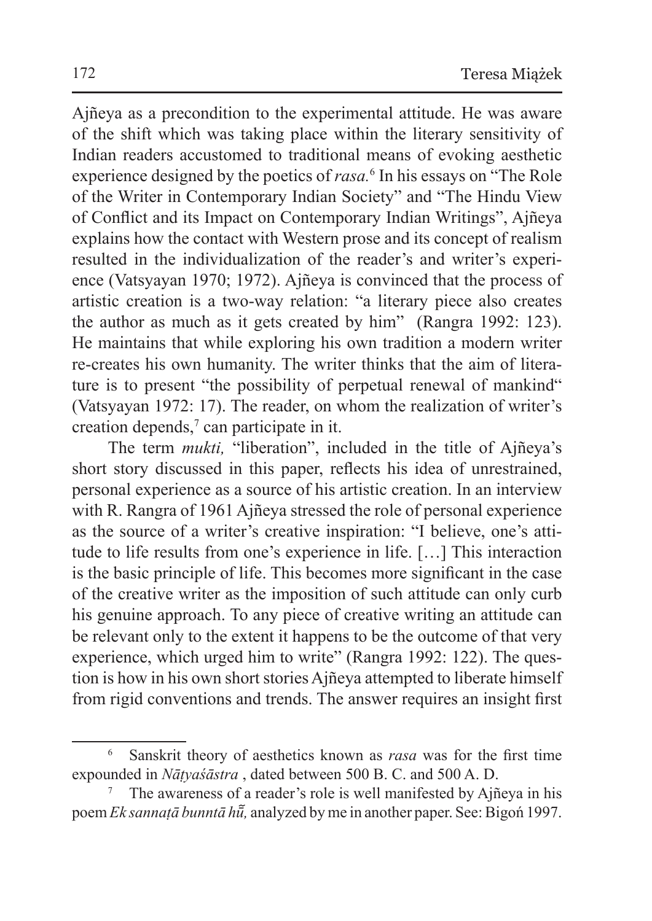Ajñeya as a precondition to the experimental attitude. He was aware of the shift which was taking place within the literary sensitivity of Indian readers accustomed to traditional means of evoking aesthetic experience designed by the poetics of *rasa.*[6] In his essays on "The Role of the Writer in Contemporary Indian Society" and "The Hindu View of Conflict and its Impact on Contemporary Indian Writings", Ajñeya explains how the contact with Western prose and its concept of realism resulted in the individualization of the reader's and writer's experience (Vatsyayan 1970; 1972). Ajñeya is convinced that the process of artistic creation is a two-way relation: "a literary piece also creates the author as much as it gets created by him" (Rangra 1992: 123). He maintains that while exploring his own tradition a modern writer re-creates his own humanity. The writer thinks that the aim of literature is to present "the possibility of perpetual renewal of mankind" (Vatsyayan 1972: 17). The reader, on whom the realization of writer's creation depends,[7] can participate in it.

The term *mukti,* "liberation", included in the title of Ajñeya's short story discussed in this paper, reflects his idea of unrestrained, personal experience as a source of his artistic creation. In an interview with R. Rangra of 1961 Ajñeya stressed the role of personal experience as the source of a writer's creative inspiration: "I believe, one's attitude to life results from one's experience in life. […] This interaction is the basic principle of life. This becomes more significant in the case of the creative writer as the imposition of such attitude can only curb his genuine approach. To any piece of creative writing an attitude can be relevant only to the extent it happens to be the outcome of that very experience, which urged him to write" (Rangra 1992: 122). The question is how in his own short stories Ajñeya attempted to liberate himself from rigid conventions and trends. The answer requires an insight first

---

[6] Sanskrit theory of aesthetics known as *rasa* was for the first time expounded in *Nāṭyaśāstra* , dated between 500 B. C. and 500 A. D.

[7] The awareness of a reader's role is well manifested by Ajñeya in his poem *Ek sannaṭā bunntā hū̃,* analyzed by me in another paper. See: Bigoń 1997.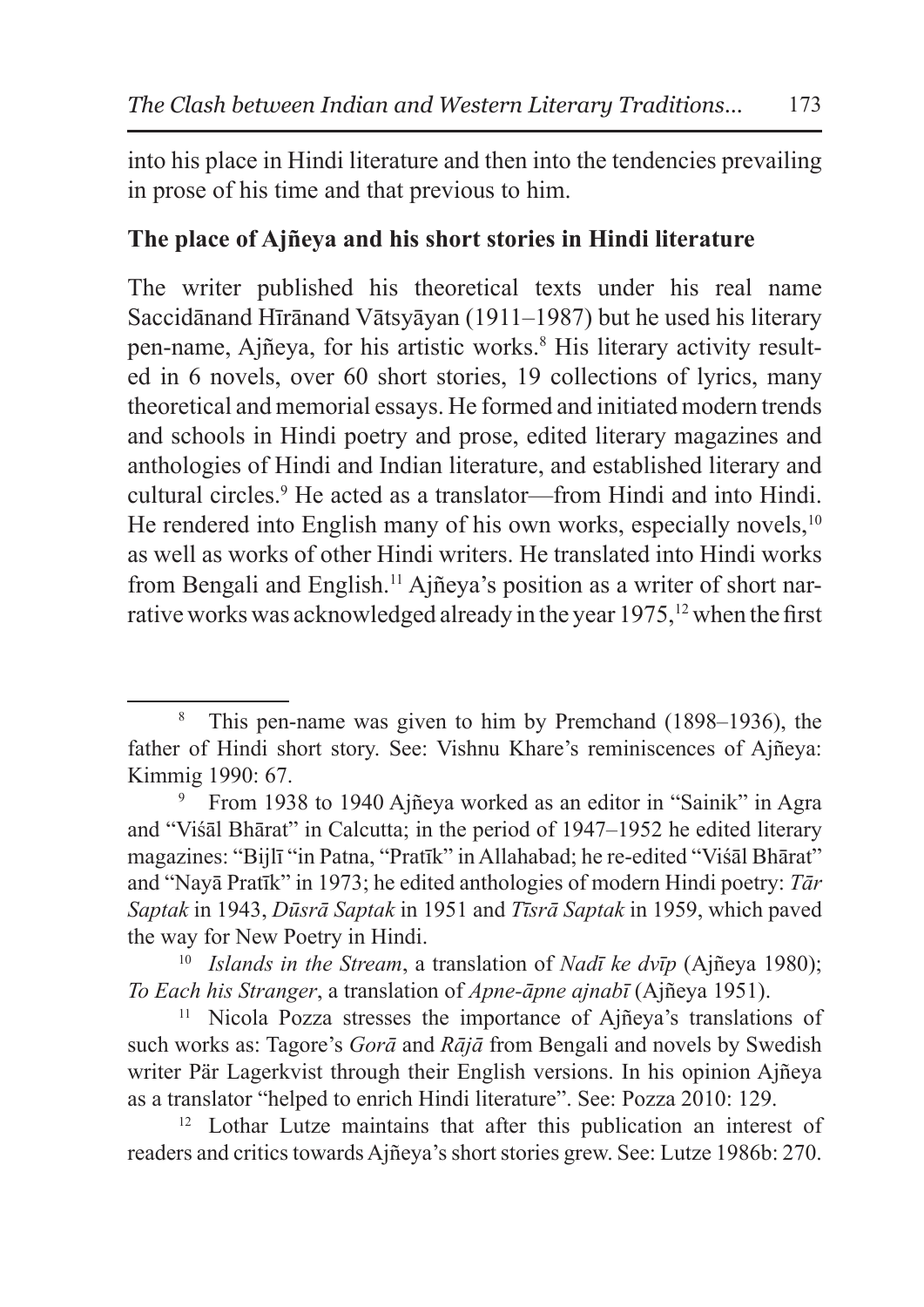into his place in Hindi literature and then into the tendencies prevailing in prose of his time and that previous to him.

**The place of Ajñeya and his short stories in Hindi literature**

The writer published his theoretical texts under his real name Saccidānand Hīrānand Vātsyāyan (1911–1987) but he used his literary pen-name, Ajñeya, for his artistic works.[8] His literary activity resulted in 6 novels, over 60 short stories, 19 collections of lyrics, many theoretical and memorial essays. He formed and initiated modern trends and schools in Hindi poetry and prose, edited literary magazines and anthologies of Hindi and Indian literature, and established literary and cultural circles.[9] He acted as a translator—from Hindi and into Hindi. He rendered into English many of his own works, especially novels,[10] as well as works of other Hindi writers. He translated into Hindi works from Bengali and English.[11] Ajñeya's position as a writer of short narrative works was acknowledged already in the year 1975,[12] when the first

---

[8] This pen-name was given to him by Premchand (1898–1936), the father of Hindi short story. See: Vishnu Khare's reminiscences of Ajñeya: Kimmig 1990: 67.

[9] From 1938 to 1940 Ajñeya worked as an editor in "Sainik" in Agra and "Viśāl Bhārat" in Calcutta; in the period of 1947–1952 he edited literary magazines: "Bijlī "in Patna, "Pratīk" in Allahabad; he re-edited "Viśāl Bhārat" and "Nayā Pratīk" in 1973; he edited anthologies of modern Hindi poetry: *Tār Saptak* in 1943, *Dūsrā Saptak* in 1951 and *Tīsrā Saptak* in 1959, which paved the way for New Poetry in Hindi.

[10] *Islands in the Stream*, a translation of *Nadī ke dvīp* (Ajñeya 1980); *To Each his Stranger*, a translation of *Apne-āpne ajnabī* (Ajñeya 1951).

[11] Nicola Pozza stresses the importance of Ajñeya's translations of such works as: Tagore's *Gorā* and *Rājā* from Bengali and novels by Swedish writer Pär Lagerkvist through their English versions. In his opinion Ajñeya as a translator "helped to enrich Hindi literature". See: Pozza 2010: 129.

[12] Lothar Lutze maintains that after this publication an interest of readers and critics towards Ajñeya's short stories grew. See: Lutze 1986b: 270.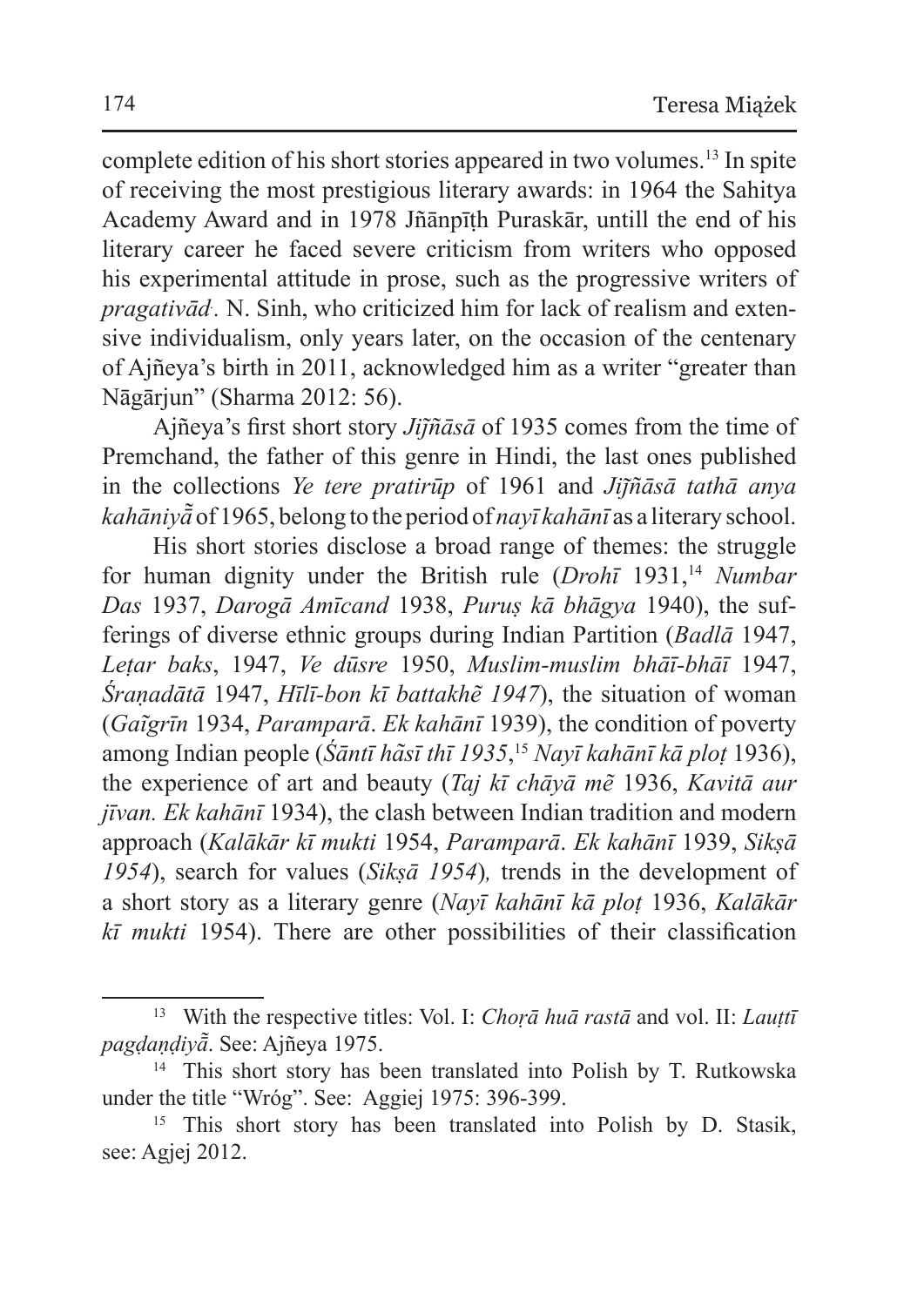complete edition of his short stories appeared in two volumes.[13] In spite of receiving the most prestigious literary awards: in 1964 the Sahitya Academy Award and in 1978 Jñānpīṭh Puraskār, untill the end of his literary career he faced severe criticism from writers who opposed his experimental attitude in prose, such as the progressive writers of *pragativād*. N. Sinh, who criticized him for lack of realism and extensive individualism, only years later, on the occasion of the centenary of Ajñeya's birth in 2011, acknowledged him as a writer "greater than Nāgārjun" (Sharma 2012: 56).

Ajñeya's first short story *Jijñāsā* of 1935 comes from the time of Premchand, the father of this genre in Hindi, the last ones published in the collections *Ye tere pratirūp* of 1961 and *Jijñāsā tathā anya kahāniyā̃* of 1965, belong to the period of *nayī kahānī* as a literary school.

His short stories disclose a broad range of themes: the struggle for human dignity under the British rule (*Drohī* 1931,[14] *Numbar Das* 1937, *Darogā Amīcand* 1938, *Puruṣ kā bhāgya* 1940), the sufferings of diverse ethnic groups during Indian Partition (*Badlā* 1947, *Leṭar baks*, 1947, *Ve dūsre* 1950, *Muslim-muslim bhāī-bhāī* 1947, *Śraṇadātā* 1947, *Hīlī-bon kī battakhẽ 1947*), the situation of woman (*Gaĩgrīn* 1934, *Paramparā*. *Ek kahānī* 1939), the condition of poverty among Indian people (*Śāntī hãsī thī 1935*,[15] *Nayī kahānī kā ploṭ* 1936), the experience of art and beauty (*Taj kī chāyā mẽ* 1936, *Kavitā aur jīvan. Ek kahānī* 1934), the clash between Indian tradition and modern approach (*Kalākār kī mukti* 1954, *Paramparā*. *Ek kahānī* 1939, *Sikṣā 1954*), search for values (*Sikṣā 1954*)*,* trends in the development of a short story as a literary genre (*Nayī kahānī kā ploṭ* 1936, *Kalākār kī mukti* 1954). There are other possibilities of their classification

---

[13] With the respective titles: Vol. I: *Choṛā huā rastā* and vol. II: *Lauṭtī pagḍaṇḍiyā̃*. See: Ajñeya 1975.

[14] This short story has been translated into Polish by T. Rutkowska under the title "Wróg". See: Aggiej 1975: 396-399.

[15] This short story has been translated into Polish by D. Stasik, see: Agjej 2012.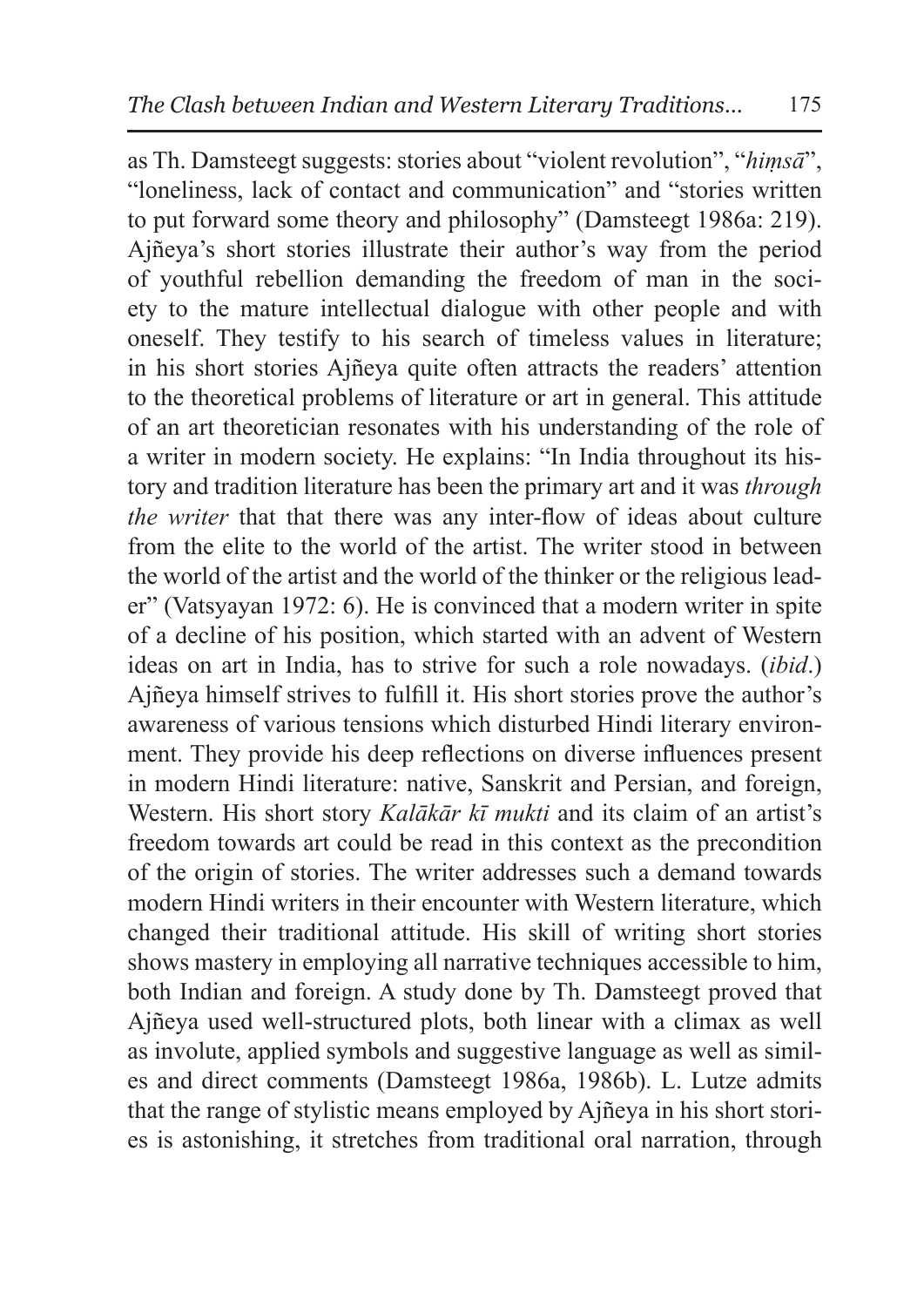as Th. Damsteegt suggests: stories about "violent revolution", "*hiṃsā*", "loneliness, lack of contact and communication" and "stories written to put forward some theory and philosophy" (Damsteegt 1986a: 219). Ajñeya's short stories illustrate their author's way from the period of youthful rebellion demanding the freedom of man in the society to the mature intellectual dialogue with other people and with oneself. They testify to his search of timeless values in literature; in his short stories Ajñeya quite often attracts the readers' attention to the theoretical problems of literature or art in general. This attitude of an art theoretician resonates with his understanding of the role of a writer in modern society. He explains: "In India throughout its history and tradition literature has been the primary art and it was *through the writer* that that there was any inter-flow of ideas about culture from the elite to the world of the artist. The writer stood in between the world of the artist and the world of the thinker or the religious leader" (Vatsyayan 1972: 6). He is convinced that a modern writer in spite of a decline of his position, which started with an advent of Western ideas on art in India, has to strive for such a role nowadays. (*ibid*.) Ajñeya himself strives to fulfill it. His short stories prove the author's awareness of various tensions which disturbed Hindi literary environment. They provide his deep reflections on diverse influences present in modern Hindi literature: native, Sanskrit and Persian, and foreign, Western. His short story *Kalākār kī mukti* and its claim of an artist's freedom towards art could be read in this context as the precondition of the origin of stories. The writer addresses such a demand towards modern Hindi writers in their encounter with Western literature, which changed their traditional attitude. His skill of writing short stories shows mastery in employing all narrative techniques accessible to him, both Indian and foreign. A study done by Th. Damsteegt proved that Ajñeya used well-structured plots, both linear with a climax as well as involute, applied symbols and suggestive language as well as similes and direct comments (Damsteegt 1986a, 1986b). L. Lutze admits that the range of stylistic means employed by Ajñeya in his short stories is astonishing, it stretches from traditional oral narration, through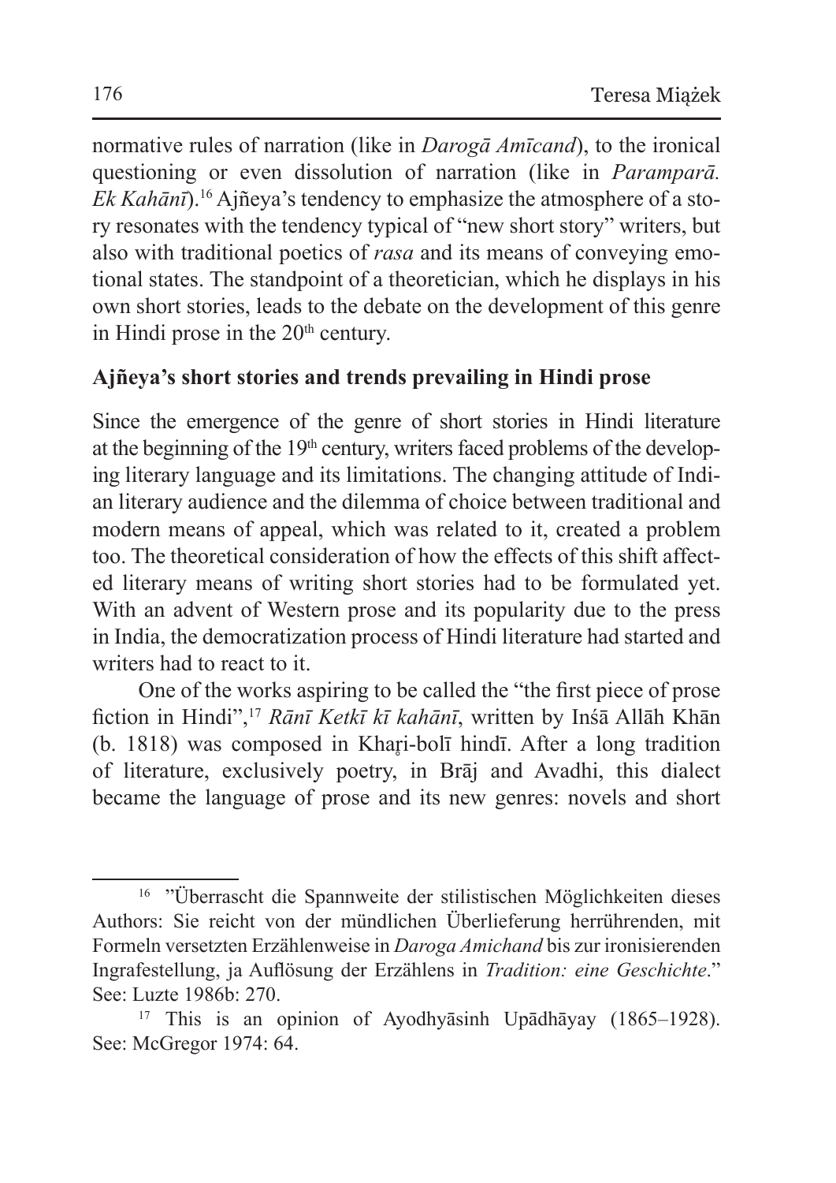normative rules of narration (like in *Darogā Amīcand*), to the ironical questioning or even dissolution of narration (like in *Paramparā. Ek Kahānī*).[16] Ajñeya's tendency to emphasize the atmosphere of a story resonates with the tendency typical of "new short story" writers, but also with traditional poetics of *rasa* and its means of conveying emotional states. The standpoint of a theoretician, which he displays in his own short stories, leads to the debate on the development of this genre in Hindi prose in the 20th century.

## Ajñeya's short stories and trends prevailing in Hindi prose

Since the emergence of the genre of short stories in Hindi literature at the beginning of the 19th century, writers faced problems of the developing literary language and its limitations. The changing attitude of Indian literary audience and the dilemma of choice between traditional and modern means of appeal, which was related to it, created a problem too. The theoretical consideration of how the effects of this shift affected literary means of writing short stories had to be formulated yet. With an advent of Western prose and its popularity due to the press in India, the democratization process of Hindi literature had started and writers had to react to it.

One of the works aspiring to be called the "the first piece of prose fiction in Hindi",[17] *Rānī Ketkī kī kahānī*, written by Inśā Allāh Khān (b. 1818) was composed in Khaṛi-bolī hindī. After a long tradition of literature, exclusively poetry, in Brāj and Avadhi, this dialect became the language of prose and its new genres: novels and short

---

[16] "Überrascht die Spannweite der stilistischen Möglichkeiten dieses Authors: Sie reicht von der mündlichen Überlieferung herrührenden, mit Formeln versetzten Erzählenweise in *Daroga Amichand* bis zur ironisierenden Ingrafestellung, ja Auflösung der Erzählens in *Tradition: eine Geschichte*." See: Lutze 1986b: 270.

[17] This is an opinion of Ayodhyāsinh Upādhāyay (1865–1928). See: McGregor 1974: 64.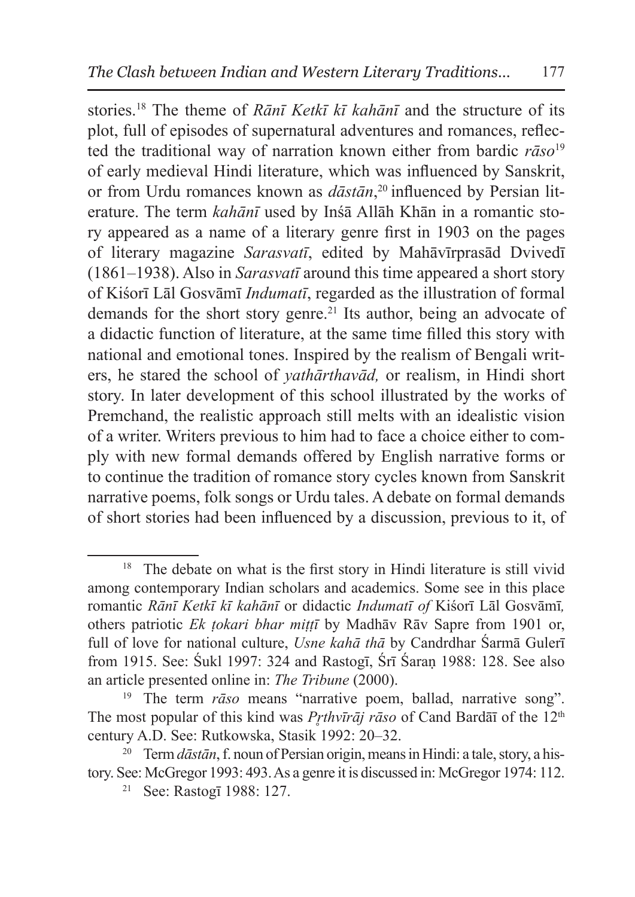stories.[18] The theme of *Rānī Ketkī kī kahānī* and the structure of its plot, full of episodes of supernatural adventures and romances, reflected the traditional way of narration known either from bardic *rāso*[19] of early medieval Hindi literature, which was influenced by Sanskrit, or from Urdu romances known as *dāstān*,[20] influenced by Persian literature. The term *kahānī* used by Inśā Allāh Khān in a romantic story appeared as a name of a literary genre first in 1903 on the pages of literary magazine *Sarasvatī*, edited by Mahāvīrprasād Dvivedī (1861–1938). Also in *Sarasvatī* around this time appeared a short story of Kiśorī Lāl Gosvāmī *Indumatī*, regarded as the illustration of formal demands for the short story genre.[21] Its author, being an advocate of a didactic function of literature, at the same time filled this story with national and emotional tones. Inspired by the realism of Bengali writers, he stared the school of *yathārthavād,* or realism, in Hindi short story. In later development of this school illustrated by the works of Premchand, the realistic approach still melts with an idealistic vision of a writer. Writers previous to him had to face a choice either to comply with new formal demands offered by English narrative forms or to continue the tradition of romance story cycles known from Sanskrit narrative poems, folk songs or Urdu tales. A debate on formal demands of short stories had been influenced by a discussion, previous to it, of

---

[18] The debate on what is the first story in Hindi literature is still vivid among contemporary Indian scholars and academics. Some see in this place romantic *Rānī Ketkī kī kahānī* or didactic *Indumatī of* Kiśorī Lāl Gosvāmī*,* others patriotic *Ek ṭokari bhar miṭṭī* by Madhāv Rāv Sapre from 1901 or, full of love for national culture, *Usne kahā thā* by Candrdhar Śarmā Gulerī from 1915. See: Śukl 1997: 324 and Rastogī, Śrī Śaraṇ 1988: 128. See also an article presented online in: *The Tribune* (2000).

[19] The term *rāso* means "narrative poem, ballad, narrative song". The most popular of this kind was *Pṛthvīrāj rāso* of Cand Bardāī of the 12th century A.D. See: Rutkowska, Stasik 1992: 20–32.

[20] Term *dāstān*, f. noun of Persian origin, means in Hindi: a tale, story, a history. See: McGregor 1993: 493. As a genre it is discussed in: McGregor 1974: 112.

[21] See: Rastogī 1988: 127.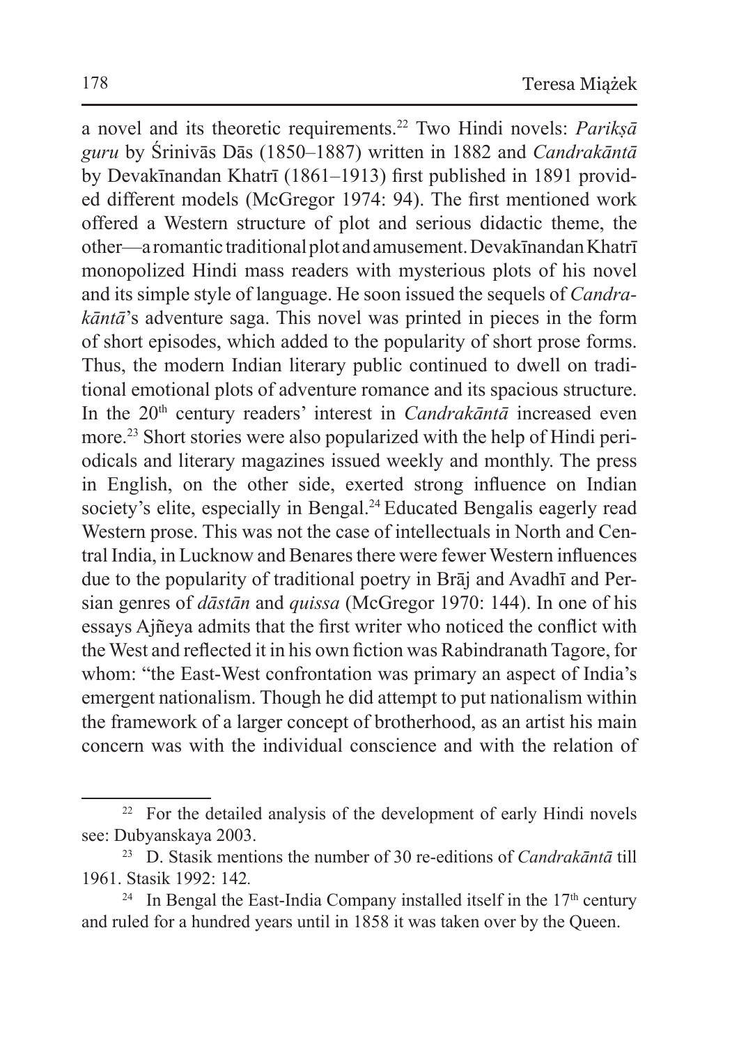a novel and its theoretic requirements.[22] Two Hindi novels: *Parikṣā guru* by Śrinivās Dās (1850–1887) written in 1882 and *Candrakāntā* by Devakīnandan Khatrī (1861–1913) first published in 1891 provided different models (McGregor 1974: 94). The first mentioned work offered a Western structure of plot and serious didactic theme, the other—a romantic traditional plot and amusement. Devakīnandan Khatrī monopolized Hindi mass readers with mysterious plots of his novel and its simple style of language. He soon issued the sequels of *Candrakāntā*'s adventure saga. This novel was printed in pieces in the form of short episodes, which added to the popularity of short prose forms. Thus, the modern Indian literary public continued to dwell on traditional emotional plots of adventure romance and its spacious structure. In the 20th century readers' interest in *Candrakāntā* increased even more.[23] Short stories were also popularized with the help of Hindi periodicals and literary magazines issued weekly and monthly. The press in English, on the other side, exerted strong influence on Indian society's elite, especially in Bengal.[24] Educated Bengalis eagerly read Western prose. This was not the case of intellectuals in North and Central India, in Lucknow and Benares there were fewer Western influences due to the popularity of traditional poetry in Brāj and Avadhī and Persian genres of *dāstān* and *quissa* (McGregor 1970: 144). In one of his essays Ajñeya admits that the first writer who noticed the conflict with the West and reflected it in his own fiction was Rabindranath Tagore, for whom: "the East-West confrontation was primary an aspect of India's emergent nationalism. Though he did attempt to put nationalism within the framework of a larger concept of brotherhood, as an artist his main concern was with the individual conscience and with the relation of

---

[22] For the detailed analysis of the development of early Hindi novels see: Dubyanskaya 2003.

[23] D. Stasik mentions the number of 30 re-editions of *Candrakāntā* till 1961. Stasik 1992: 142.

[24] In Bengal the East-India Company installed itself in the 17th century and ruled for a hundred years until in 1858 it was taken over by the Queen.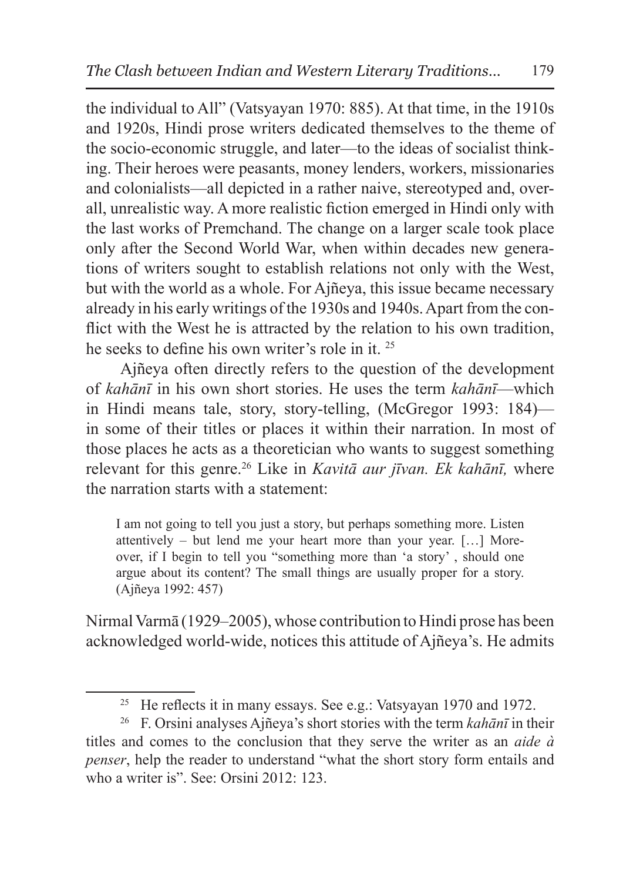the individual to All" (Vatsyayan 1970: 885). At that time, in the 1910s and 1920s, Hindi prose writers dedicated themselves to the theme of the socio-economic struggle, and later—to the ideas of socialist thinking. Their heroes were peasants, money lenders, workers, missionaries and colonialists—all depicted in a rather naive, stereotyped and, overall, unrealistic way. A more realistic fiction emerged in Hindi only with the last works of Premchand. The change on a larger scale took place only after the Second World War, when within decades new generations of writers sought to establish relations not only with the West, but with the world as a whole. For Ajñeya, this issue became necessary already in his early writings of the 1930s and 1940s. Apart from the conflict with the West he is attracted by the relation to his own tradition, he seeks to define his own writer's role in it. [25]

Ajñeya often directly refers to the question of the development of *kahānī* in his own short stories. He uses the term *kahānī*—which in Hindi means tale, story, story-telling, (McGregor 1993: 184)—in some of their titles or places it within their narration. In most of those places he acts as a theoretician who wants to suggest something relevant for this genre.[26] Like in *Kavitā aur jīvan. Ek kahānī,* where the narration starts with a statement:

> I am not going to tell you just a story, but perhaps something more. Listen attentively – but lend me your heart more than your year. […] Moreover, if I begin to tell you "something more than 'a story' , should one argue about its content? The small things are usually proper for a story. (Ajñeya 1992: 457)

Nirmal Varmā (1929–2005), whose contribution to Hindi prose has been acknowledged world-wide, notices this attitude of Ajñeya's. He admits

---

[25] He reflects it in many essays. See e.g.: Vatsyayan 1970 and 1972.

[26] F. Orsini analyses Ajñeya's short stories with the term *kahānī* in their titles and comes to the conclusion that they serve the writer as an *aide à penser*, help the reader to understand "what the short story form entails and who a writer is". See: Orsini 2012: 123.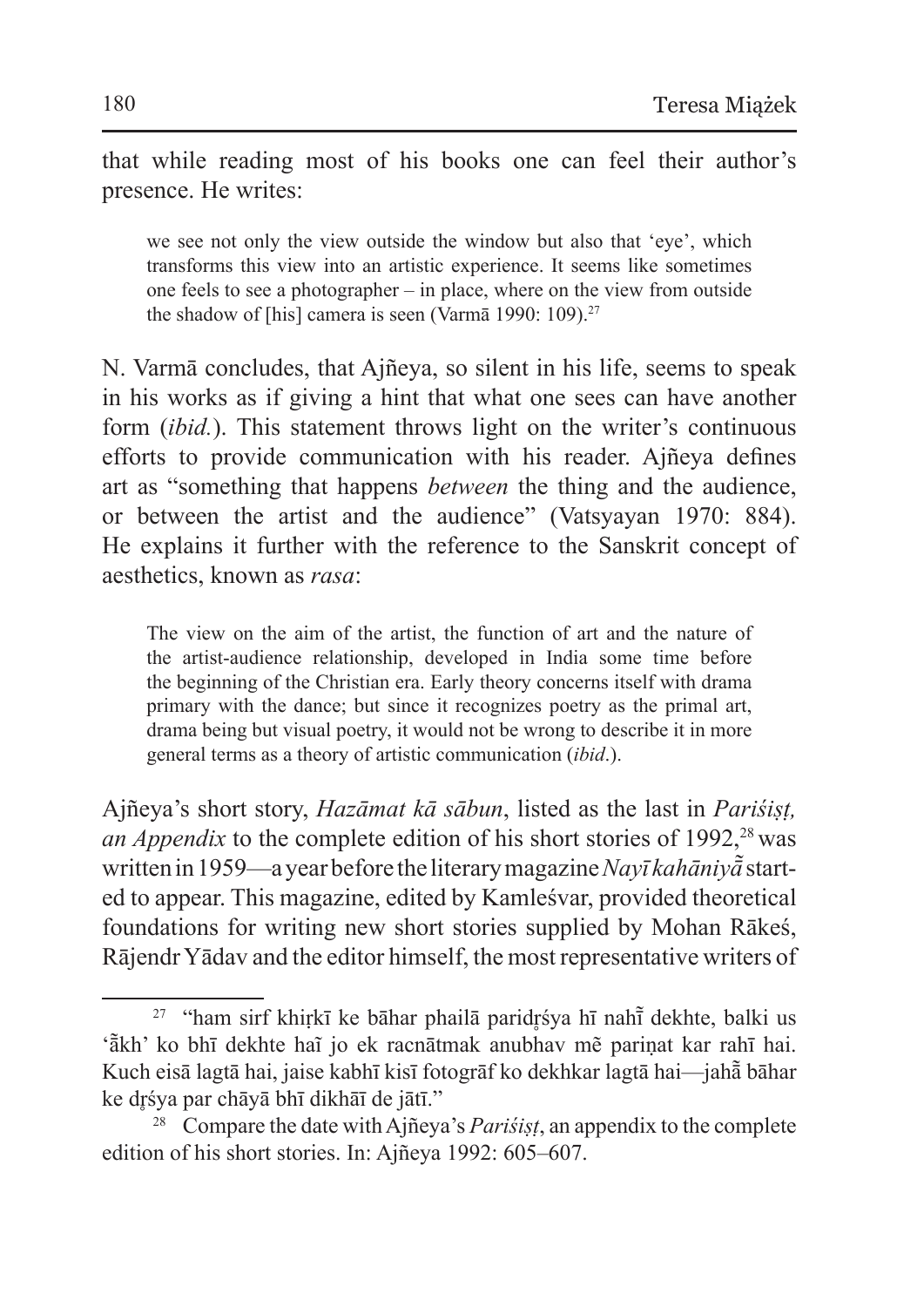that while reading most of his books one can feel their author's presence. He writes:

> we see not only the view outside the window but also that 'eye', which transforms this view into an artistic experience. It seems like sometimes one feels to see a photographer – in place, where on the view from outside the shadow of [his] camera is seen (Varmā 1990: 109).[27]

N. Varmā concludes, that Ajñeya, so silent in his life, seems to speak in his works as if giving a hint that what one sees can have another form (*ibid.*). This statement throws light on the writer's continuous efforts to provide communication with his reader. Ajñeya defines art as "something that happens *between* the thing and the audience, or between the artist and the audience" (Vatsyayan 1970: 884). He explains it further with the reference to the Sanskrit concept of aesthetics, known as *rasa*:

> The view on the aim of the artist, the function of art and the nature of the artist-audience relationship, developed in India some time before the beginning of the Christian era. Early theory concerns itself with drama primary with the dance; but since it recognizes poetry as the primal art, drama being but visual poetry, it would not be wrong to describe it in more general terms as a theory of artistic communication (*ibid*.).

Ajñeya's short story, *Hazāmat kā sābun*, listed as the last in *Pariśiṣṭ, an Appendix* to the complete edition of his short stories of 1992,[28] was written in 1959—a year before the literary magazine *Nayī kahāniyā̃* started to appear. This magazine, edited by Kamleśvar, provided theoretical foundations for writing new short stories supplied by Mohan Rākeś, Rājendr Yādav and the editor himself, the most representative writers of

---

[27] "ham sirf khiṛkī ke bāhar phailā paridr̥śya hī nahī̃ dekhte, balki us 'ā̃kh' ko bhī dekhte haĩ jo ek racnātmak anubhav mẽ pariṇat kar rahī hai. Kuch eisā lagtā hai, jaise kabhī kisī fotogrāf ko dekhkar lagtā hai—jahā̃ bāhar ke dr̥śya par chāyā bhī dikhāī de jātī."

[28] Compare the date with Ajñeya's *Pariśiṣṭ*, an appendix to the complete edition of his short stories. In: Ajñeya 1992: 605–607.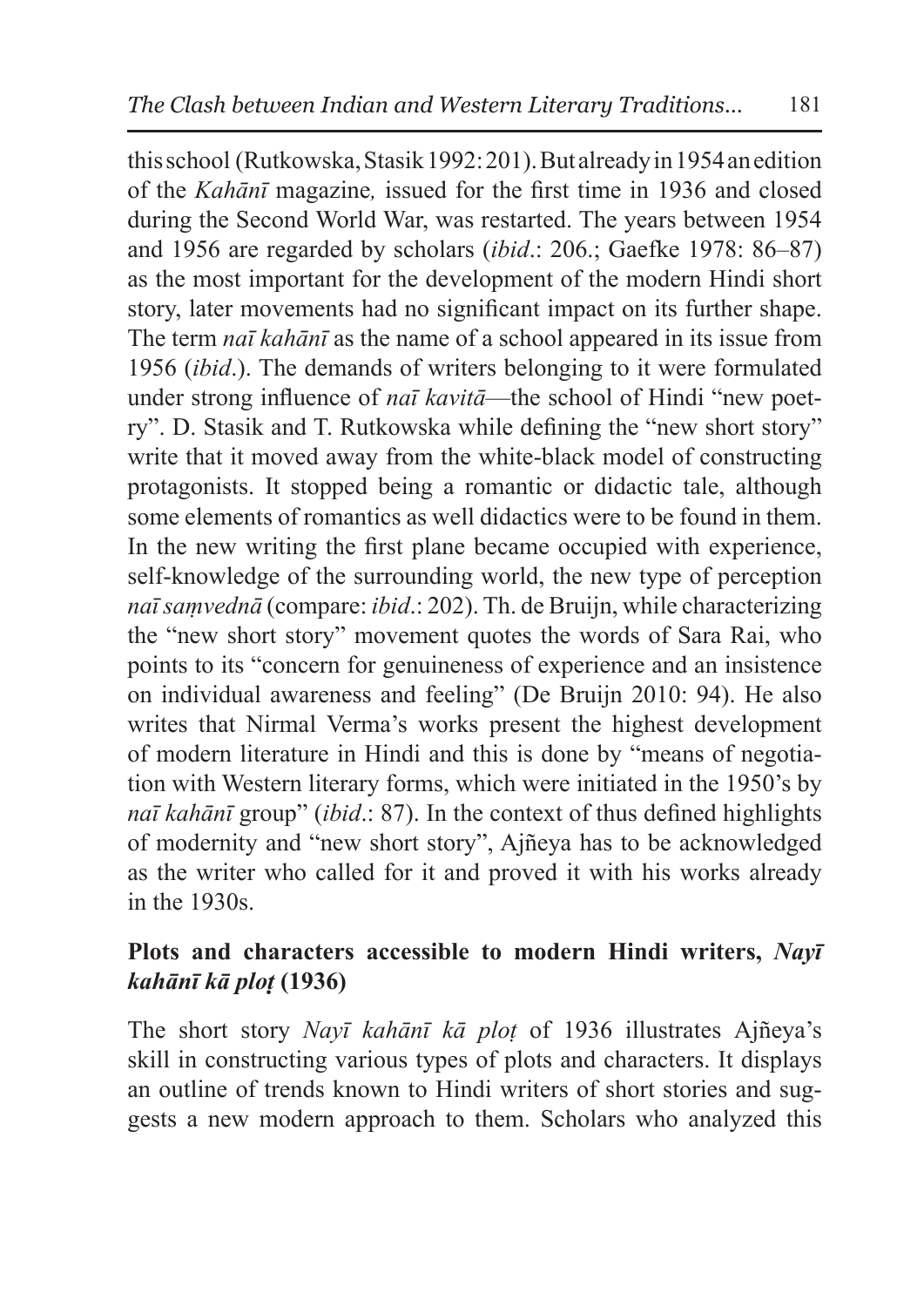this school (Rutkowska, Stasik 1992: 201). But already in 1954 an edition of the *Kahānī* magazine*,* issued for the first time in 1936 and closed during the Second World War, was restarted. The years between 1954 and 1956 are regarded by scholars (*ibid*.: 206.; Gaefke 1978: 86–87) as the most important for the development of the modern Hindi short story, later movements had no significant impact on its further shape. The term *naī kahānī* as the name of a school appeared in its issue from 1956 (*ibid*.). The demands of writers belonging to it were formulated under strong influence of *naī kavitā*—the school of Hindi "new poetry". D. Stasik and T. Rutkowska while defining the "new short story" write that it moved away from the white-black model of constructing protagonists. It stopped being a romantic or didactic tale, although some elements of romantics as well didactics were to be found in them. In the new writing the first plane became occupied with experience, self-knowledge of the surrounding world, the new type of perception *naī saṃvednā* (compare: *ibid*.: 202). Th. de Bruijn, while characterizing the "new short story" movement quotes the words of Sara Rai, who points to its "concern for genuineness of experience and an insistence on individual awareness and feeling" (De Bruijn 2010: 94). He also writes that Nirmal Verma's works present the highest development of modern literature in Hindi and this is done by "means of negotiation with Western literary forms, which were initiated in the 1950's by *naī kahānī* group" (*ibid*.: 87). In the context of thus defined highlights of modernity and "new short story", Ajñeya has to be acknowledged as the writer who called for it and proved it with his works already in the 1930s.

## **Plots and characters accessible to modern Hindi writers, *Nayī kahānī kā ploṭ* (1936)**

The short story *Nayī kahānī kā ploṭ* of 1936 illustrates Ajñeya's skill in constructing various types of plots and characters. It displays an outline of trends known to Hindi writers of short stories and suggests a new modern approach to them. Scholars who analyzed this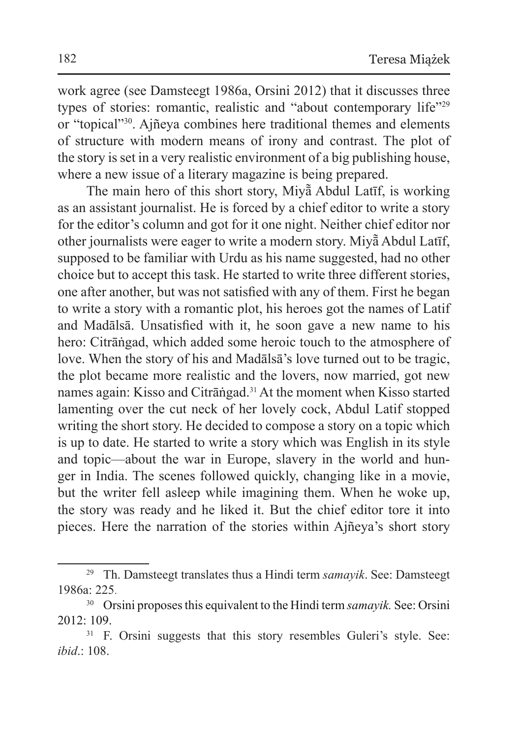work agree (see Damsteegt 1986a, Orsini 2012) that it discusses three types of stories: romantic, realistic and "about contemporary life"[29] or "topical"[30]. Ajñeya combines here traditional themes and elements of structure with modern means of irony and contrast. The plot of the story is set in a very realistic environment of a big publishing house, where a new issue of a literary magazine is being prepared.

The main hero of this short story, Miyā̃ Abdul Latīf, is working as an assistant journalist. He is forced by a chief editor to write a story for the editor's column and got for it one night. Neither chief editor nor other journalists were eager to write a modern story. Miyā̃ Abdul Latīf, supposed to be familiar with Urdu as his name suggested, had no other choice but to accept this task. He started to write three different stories, one after another, but was not satisfied with any of them. First he began to write a story with a romantic plot, his heroes got the names of Latif and Madālsā. Unsatisfied with it, he soon gave a new name to his hero: Citrāṅgad, which added some heroic touch to the atmosphere of love. When the story of his and Madālsā's love turned out to be tragic, the plot became more realistic and the lovers, now married, got new names again: Kisso and Citrāṅgad.[31] At the moment when Kisso started lamenting over the cut neck of her lovely cock, Abdul Latif stopped writing the short story. He decided to compose a story on a topic which is up to date. He started to write a story which was English in its style and topic—about the war in Europe, slavery in the world and hunger in India. The scenes followed quickly, changing like in a movie, but the writer fell asleep while imagining them. When he woke up, the story was ready and he liked it. But the chief editor tore it into pieces. Here the narration of the stories within Ajñeya's short story

[29] Th. Damsteegt translates thus a Hindi term *samayik*. See: Damsteegt 1986a: 225.

[30] Orsini proposes this equivalent to the Hindi term *samayik.* See: Orsini 2012: 109.

[31] F. Orsini suggests that this story resembles Guleri's style. See: *ibid*.: 108.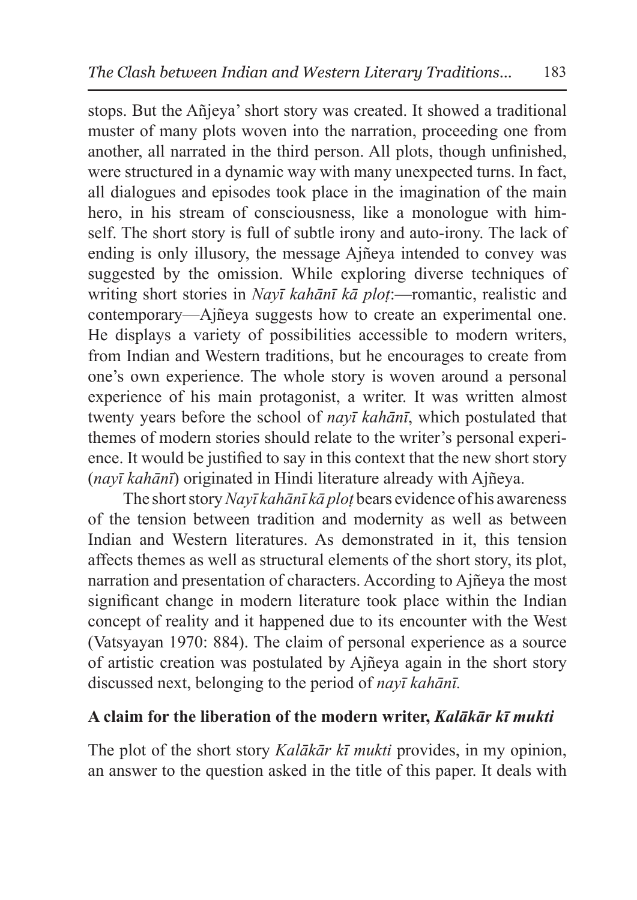stops. But the Añjeya' short story was created. It showed a traditional muster of many plots woven into the narration, proceeding one from another, all narrated in the third person. All plots, though unfinished, were structured in a dynamic way with many unexpected turns. In fact, all dialogues and episodes took place in the imagination of the main hero, in his stream of consciousness, like a monologue with himself. The short story is full of subtle irony and auto-irony. The lack of ending is only illusory, the message Ajñeya intended to convey was suggested by the omission. While exploring diverse techniques of writing short stories in *Nayī kahānī kā ploṭ*:—romantic, realistic and contemporary—Ajñeya suggests how to create an experimental one. He displays a variety of possibilities accessible to modern writers, from Indian and Western traditions, but he encourages to create from one's own experience. The whole story is woven around a personal experience of his main protagonist, a writer. It was written almost twenty years before the school of *nayī kahānī*, which postulated that themes of modern stories should relate to the writer's personal experience. It would be justified to say in this context that the new short story (*nayī kahānī*) originated in Hindi literature already with Ajñeya.

The short story *Nayī kahānī kā ploṭ* bears evidence of his awareness of the tension between tradition and modernity as well as between Indian and Western literatures. As demonstrated in it, this tension affects themes as well as structural elements of the short story, its plot, narration and presentation of characters. According to Ajñeya the most significant change in modern literature took place within the Indian concept of reality and it happened due to its encounter with the West (Vatsyayan 1970: 884). The claim of personal experience as a source of artistic creation was postulated by Ajñeya again in the short story discussed next, belonging to the period of *nayī kahānī.*

## A claim for the liberation of the modern writer, *Kalākār kī mukti*

The plot of the short story *Kalākār kī mukti* provides, in my opinion, an answer to the question asked in the title of this paper. It deals with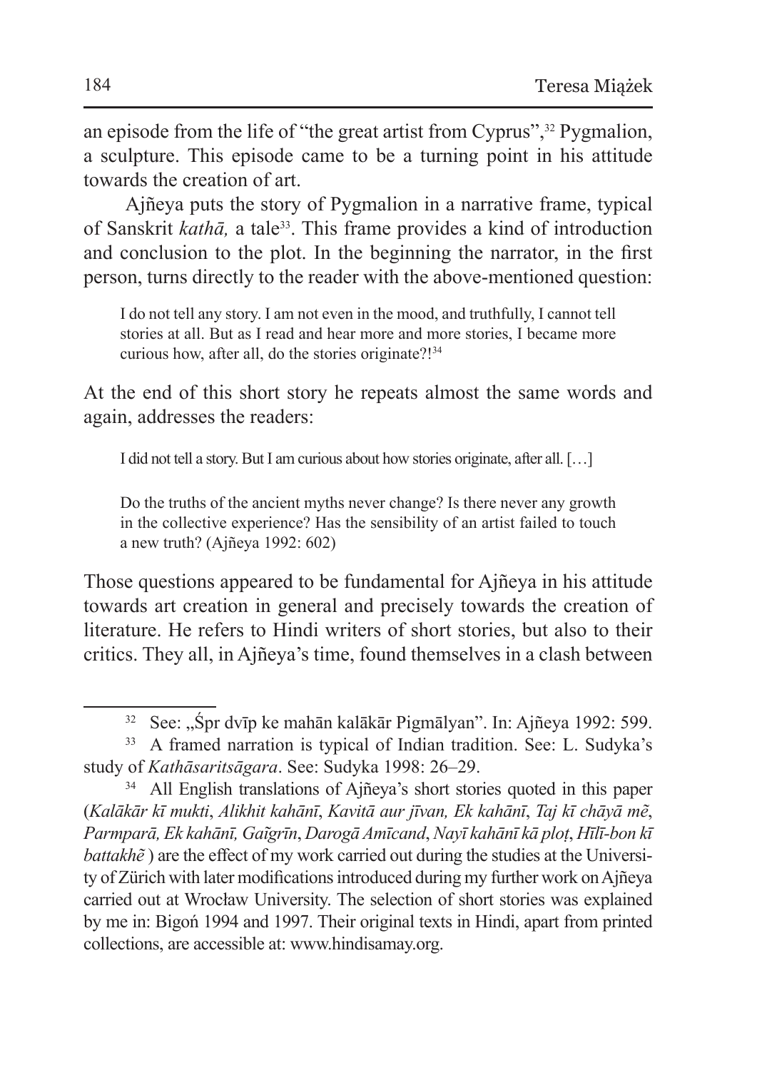an episode from the life of "the great artist from Cyprus",[32] Pygmalion, a sculpture. This episode came to be a turning point in his attitude towards the creation of art.

Ajñeya puts the story of Pygmalion in a narrative frame, typical of Sanskrit *kathā,* a tale[33]. This frame provides a kind of introduction and conclusion to the plot. In the beginning the narrator, in the first person, turns directly to the reader with the above-mentioned question:

> I do not tell any story. I am not even in the mood, and truthfully, I cannot tell stories at all. But as I read and hear more and more stories, I became more curious how, after all, do the stories originate?![34]

At the end of this short story he repeats almost the same words and again, addresses the readers:

> I did not tell a story. But I am curious about how stories originate, after all. […]
>
> Do the truths of the ancient myths never change? Is there never any growth in the collective experience? Has the sensibility of an artist failed to touch a new truth? (Ajñeya 1992: 602)

Those questions appeared to be fundamental for Ajñeya in his attitude towards art creation in general and precisely towards the creation of literature. He refers to Hindi writers of short stories, but also to their critics. They all, in Ajñeya's time, found themselves in a clash between

---

[32] See: „Śpr dvīp ke mahān kalākār Pigmālyan". In: Ajñeya 1992: 599.

[33] A framed narration is typical of Indian tradition. See: L. Sudyka's study of *Kathāsaritsāgara*. See: Sudyka 1998: 26–29.

[34] All English translations of Ajñeya's short stories quoted in this paper (*Kalākār kī mukti*, *Alikhit kahānī*, *Kavitā aur jīvan, Ek kahānī*, *Taj kī chāyā mẽ*, *Parmparā, Ek kahānī, Gaĩgrīn*, *Darogā Amīcand*, *Nayī kahānī kā ploṭ*, *Hīlī-bon kī battakhẽ* ) are the effect of my work carried out during the studies at the University of Zürich with later modifications introduced during my further work on Ajñeya carried out at Wrocław University. The selection of short stories was explained by me in: Bigoń 1994 and 1997. Their original texts in Hindi, apart from printed collections, are accessible at: www.hindisamay.org.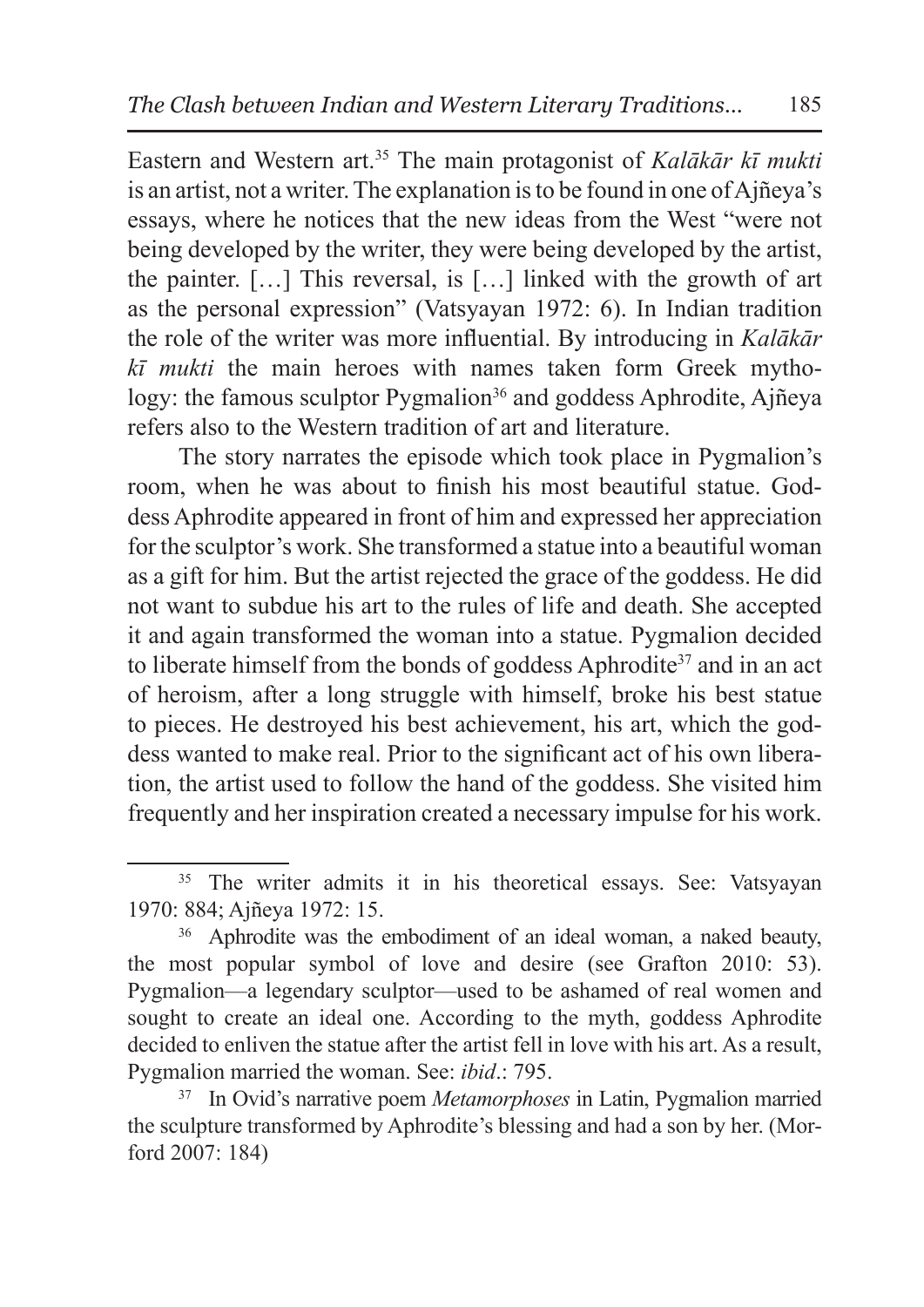Eastern and Western art.[35] The main protagonist of *Kalākār kī mukti* is an artist, not a writer. The explanation is to be found in one of Ajñeya's essays, where he notices that the new ideas from the West "were not being developed by the writer, they were being developed by the artist, the painter. […] This reversal, is […] linked with the growth of art as the personal expression" (Vatsyayan 1972: 6). In Indian tradition the role of the writer was more influential. By introducing in *Kalākār kī mukti* the main heroes with names taken form Greek mythology: the famous sculptor Pygmalion[36] and goddess Aphrodite, Ajñeya refers also to the Western tradition of art and literature.

The story narrates the episode which took place in Pygmalion's room, when he was about to finish his most beautiful statue. Goddess Aphrodite appeared in front of him and expressed her appreciation for the sculptor's work. She transformed a statue into a beautiful woman as a gift for him. But the artist rejected the grace of the goddess. He did not want to subdue his art to the rules of life and death. She accepted it and again transformed the woman into a statue. Pygmalion decided to liberate himself from the bonds of goddess Aphrodite[37] and in an act of heroism, after a long struggle with himself, broke his best statue to pieces. He destroyed his best achievement, his art, which the goddess wanted to make real. Prior to the significant act of his own liberation, the artist used to follow the hand of the goddess. She visited him frequently and her inspiration created a necessary impulse for his work.

---

[35] The writer admits it in his theoretical essays. See: Vatsyayan 1970: 884; Ajñeya 1972: 15.

[36] Aphrodite was the embodiment of an ideal woman, a naked beauty, the most popular symbol of love and desire (see Grafton 2010: 53). Pygmalion—a legendary sculptor—used to be ashamed of real women and sought to create an ideal one. According to the myth, goddess Aphrodite decided to enliven the statue after the artist fell in love with his art. As a result, Pygmalion married the woman. See: *ibid*.: 795.

[37] In Ovid's narrative poem *Metamorphoses* in Latin, Pygmalion married the sculpture transformed by Aphrodite's blessing and had a son by her. (Morford 2007: 184)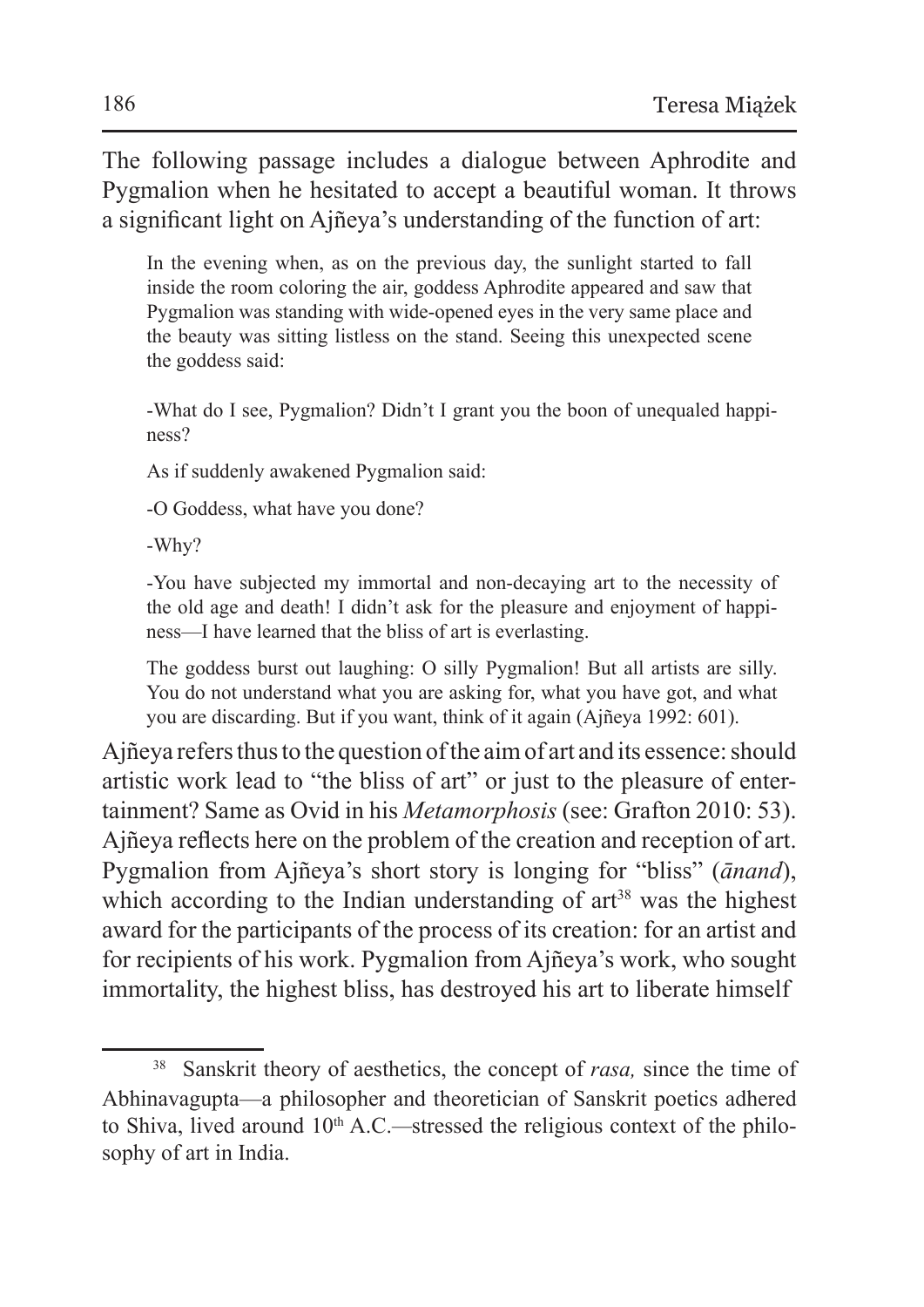The following passage includes a dialogue between Aphrodite and Pygmalion when he hesitated to accept a beautiful woman. It throws a significant light on Ajñeya's understanding of the function of art:

> In the evening when, as on the previous day, the sunlight started to fall inside the room coloring the air, goddess Aphrodite appeared and saw that Pygmalion was standing with wide-opened eyes in the very same place and the beauty was sitting listless on the stand. Seeing this unexpected scene the goddess said:
>
> -What do I see, Pygmalion? Didn't I grant you the boon of unequaled happiness?
>
> As if suddenly awakened Pygmalion said:
>
> -O Goddess, what have you done?
>
> -Why?
>
> -You have subjected my immortal and non-decaying art to the necessity of the old age and death! I didn't ask for the pleasure and enjoyment of happiness—I have learned that the bliss of art is everlasting.
>
> The goddess burst out laughing: O silly Pygmalion! But all artists are silly. You do not understand what you are asking for, what you have got, and what you are discarding. But if you want, think of it again (Ajñeya 1992: 601).

Ajñeya refers thus to the question of the aim of art and its essence: should artistic work lead to "the bliss of art" or just to the pleasure of entertainment? Same as Ovid in his *Metamorphosis* (see: Grafton 2010: 53). Ajñeya reflects here on the problem of the creation and reception of art. Pygmalion from Ajñeya's short story is longing for "bliss" (*ānand*), which according to the Indian understanding of art[38] was the highest award for the participants of the process of its creation: for an artist and for recipients of his work. Pygmalion from Ajñeya's work, who sought immortality, the highest bliss, has destroyed his art to liberate himself

[38] Sanskrit theory of aesthetics, the concept of *rasa,* since the time of Abhinavagupta—a philosopher and theoretician of Sanskrit poetics adhered to Shiva, lived around 10th A.C.—stressed the religious context of the philosophy of art in India.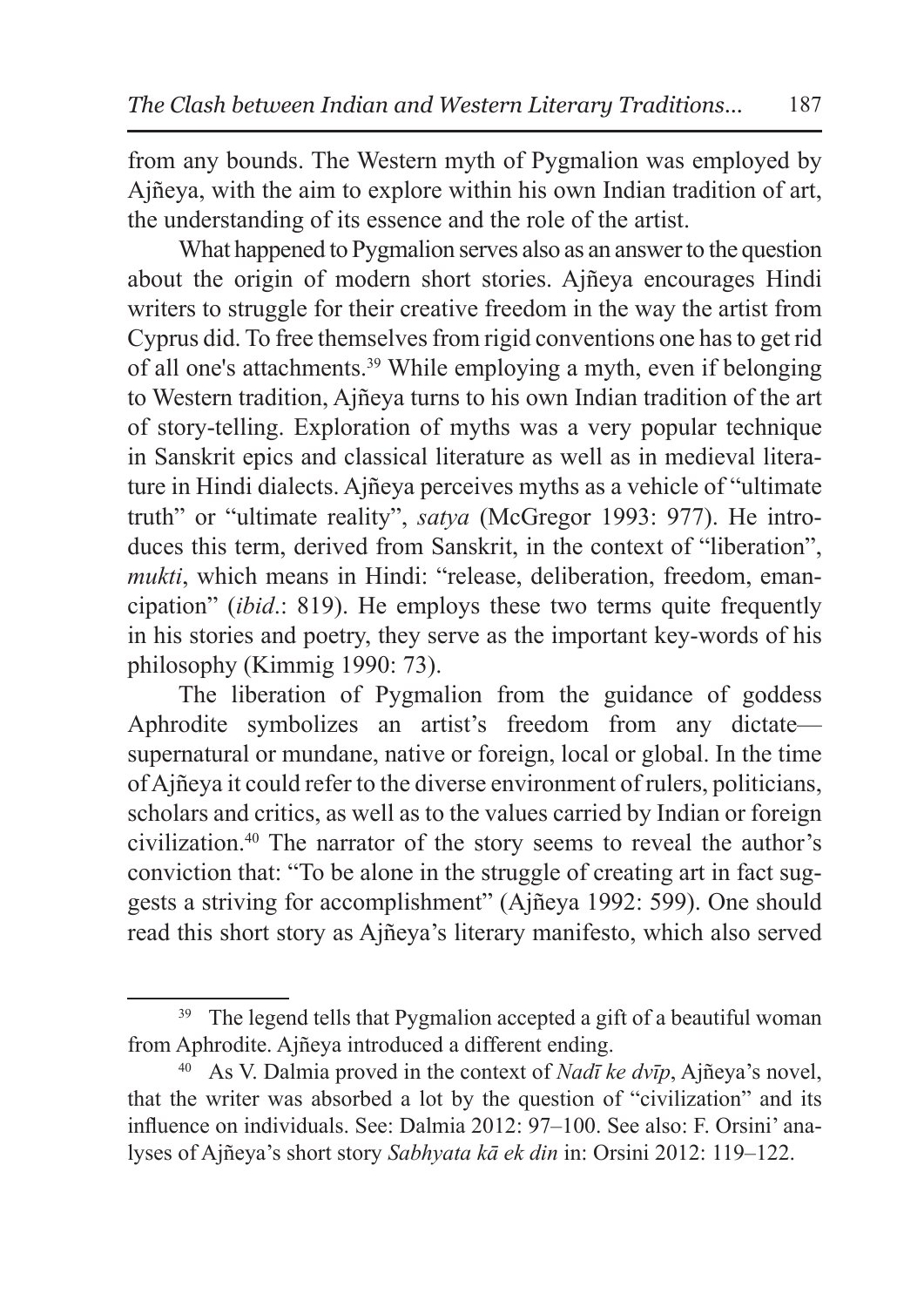from any bounds. The Western myth of Pygmalion was employed by Ajñeya, with the aim to explore within his own Indian tradition of art, the understanding of its essence and the role of the artist.

What happened to Pygmalion serves also as an answer to the question about the origin of modern short stories. Ajñeya encourages Hindi writers to struggle for their creative freedom in the way the artist from Cyprus did. To free themselves from rigid conventions one has to get rid of all one's attachments.[39] While employing a myth, even if belonging to Western tradition, Ajñeya turns to his own Indian tradition of the art of story-telling. Exploration of myths was a very popular technique in Sanskrit epics and classical literature as well as in medieval literature in Hindi dialects. Ajñeya perceives myths as a vehicle of "ultimate truth" or "ultimate reality", *satya* (McGregor 1993: 977). He introduces this term, derived from Sanskrit, in the context of "liberation", *mukti*, which means in Hindi: "release, deliberation, freedom, emancipation" (*ibid*.: 819). He employs these two terms quite frequently in his stories and poetry, they serve as the important key-words of his philosophy (Kimmig 1990: 73).

The liberation of Pygmalion from the guidance of goddess Aphrodite symbolizes an artist's freedom from any dictate—supernatural or mundane, native or foreign, local or global. In the time of Ajñeya it could refer to the diverse environment of rulers, politicians, scholars and critics, as well as to the values carried by Indian or foreign civilization.[40] The narrator of the story seems to reveal the author's conviction that: "To be alone in the struggle of creating art in fact suggests a striving for accomplishment" (Ajñeya 1992: 599). One should read this short story as Ajñeya's literary manifesto, which also served

---

[39] The legend tells that Pygmalion accepted a gift of a beautiful woman from Aphrodite. Ajñeya introduced a different ending.

[40] As V. Dalmia proved in the context of *Nadī ke dvīp*, Ajñeya's novel, that the writer was absorbed a lot by the question of "civilization" and its influence on individuals. See: Dalmia 2012: 97–100. See also: F. Orsini' analyses of Ajñeya's short story *Sabhyata kā ek din* in: Orsini 2012: 119–122.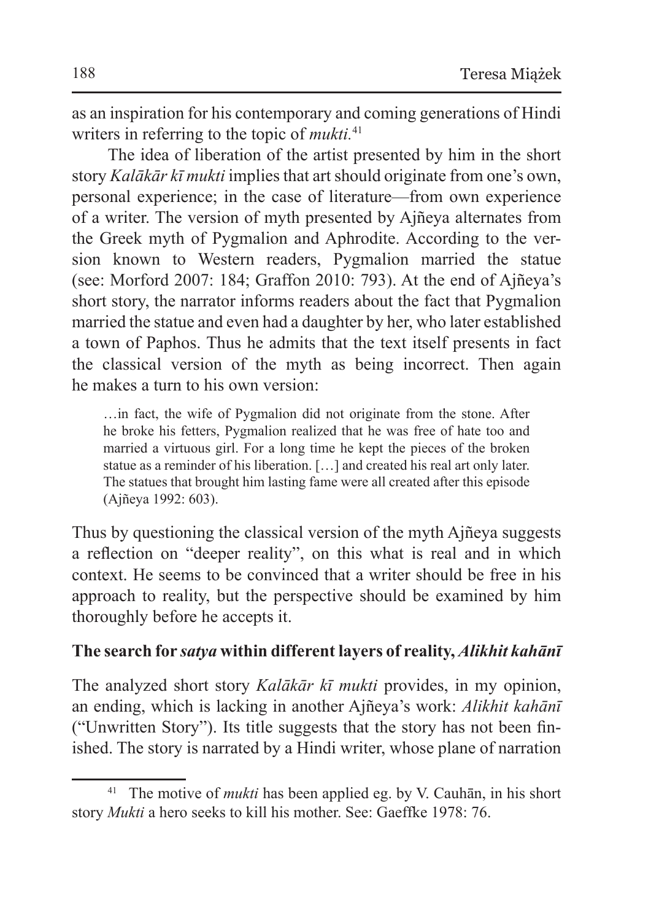as an inspiration for his contemporary and coming generations of Hindi writers in referring to the topic of *mukti*.[41]

The idea of liberation of the artist presented by him in the short story *Kalākār kī mukti* implies that art should originate from one's own, personal experience; in the case of literature—from own experience of a writer. The version of myth presented by Ajñeya alternates from the Greek myth of Pygmalion and Aphrodite. According to the version known to Western readers, Pygmalion married the statue (see: Morford 2007: 184; Graffon 2010: 793). At the end of Ajñeya's short story, the narrator informs readers about the fact that Pygmalion married the statue and even had a daughter by her, who later established a town of Paphos. Thus he admits that the text itself presents in fact the classical version of the myth as being incorrect. Then again he makes a turn to his own version:

> …in fact, the wife of Pygmalion did not originate from the stone. After he broke his fetters, Pygmalion realized that he was free of hate too and married a virtuous girl. For a long time he kept the pieces of the broken statue as a reminder of his liberation. […] and created his real art only later. The statues that brought him lasting fame were all created after this episode (Ajñeya 1992: 603).

Thus by questioning the classical version of the myth Ajñeya suggests a reflection on "deeper reality", on this what is real and in which context. He seems to be convinced that a writer should be free in his approach to reality, but the perspective should be examined by him thoroughly before he accepts it.

## The search for *satya* within different layers of reality, *Alikhit kahānī*

The analyzed short story *Kalākār kī mukti* provides, in my opinion, an ending, which is lacking in another Ajñeya's work: *Alikhit kahānī* ("Unwritten Story"). Its title suggests that the story has not been finished. The story is narrated by a Hindi writer, whose plane of narration

---

[41] The motive of *mukti* has been applied eg. by V. Cauhān, in his short story *Mukti* a hero seeks to kill his mother. See: Gaeffke 1978: 76.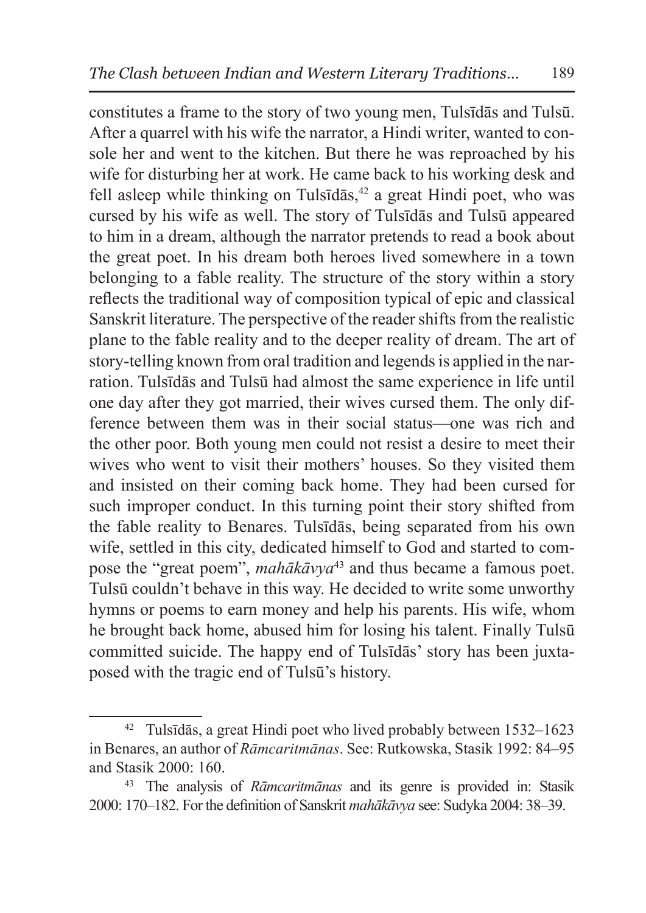constitutes a frame to the story of two young men, Tulsīdās and Tulsū. After a quarrel with his wife the narrator, a Hindi writer, wanted to console her and went to the kitchen. But there he was reproached by his wife for disturbing her at work. He came back to his working desk and fell asleep while thinking on Tulsīdās,[42] a great Hindi poet, who was cursed by his wife as well. The story of Tulsīdās and Tulsū appeared to him in a dream, although the narrator pretends to read a book about the great poet. In his dream both heroes lived somewhere in a town belonging to a fable reality. The structure of the story within a story reflects the traditional way of composition typical of epic and classical Sanskrit literature. The perspective of the reader shifts from the realistic plane to the fable reality and to the deeper reality of dream. The art of story-telling known from oral tradition and legends is applied in the narration. Tulsīdās and Tulsū had almost the same experience in life until one day after they got married, their wives cursed them. The only difference between them was in their social status—one was rich and the other poor. Both young men could not resist a desire to meet their wives who went to visit their mothers' houses. So they visited them and insisted on their coming back home. They had been cursed for such improper conduct. In this turning point their story shifted from the fable reality to Benares. Tulsīdās, being separated from his own wife, settled in this city, dedicated himself to God and started to compose the "great poem", *mahākāvya*[43] and thus became a famous poet. Tulsū couldn't behave in this way. He decided to write some unworthy hymns or poems to earn money and help his parents. His wife, whom he brought back home, abused him for losing his talent. Finally Tulsū committed suicide. The happy end of Tulsīdās' story has been juxtaposed with the tragic end of Tulsū's history.

---

[42] Tulsīdās, a great Hindi poet who lived probably between 1532–1623 in Benares, an author of *Rāmcaritmānas*. See: Rutkowska, Stasik 1992: 84–95 and Stasik 2000: 160.

[43] The analysis of *Rāmcaritmānas* and its genre is provided in: Stasik 2000: 170–182. For the definition of Sanskrit *mahākāvya* see: Sudyka 2004: 38–39.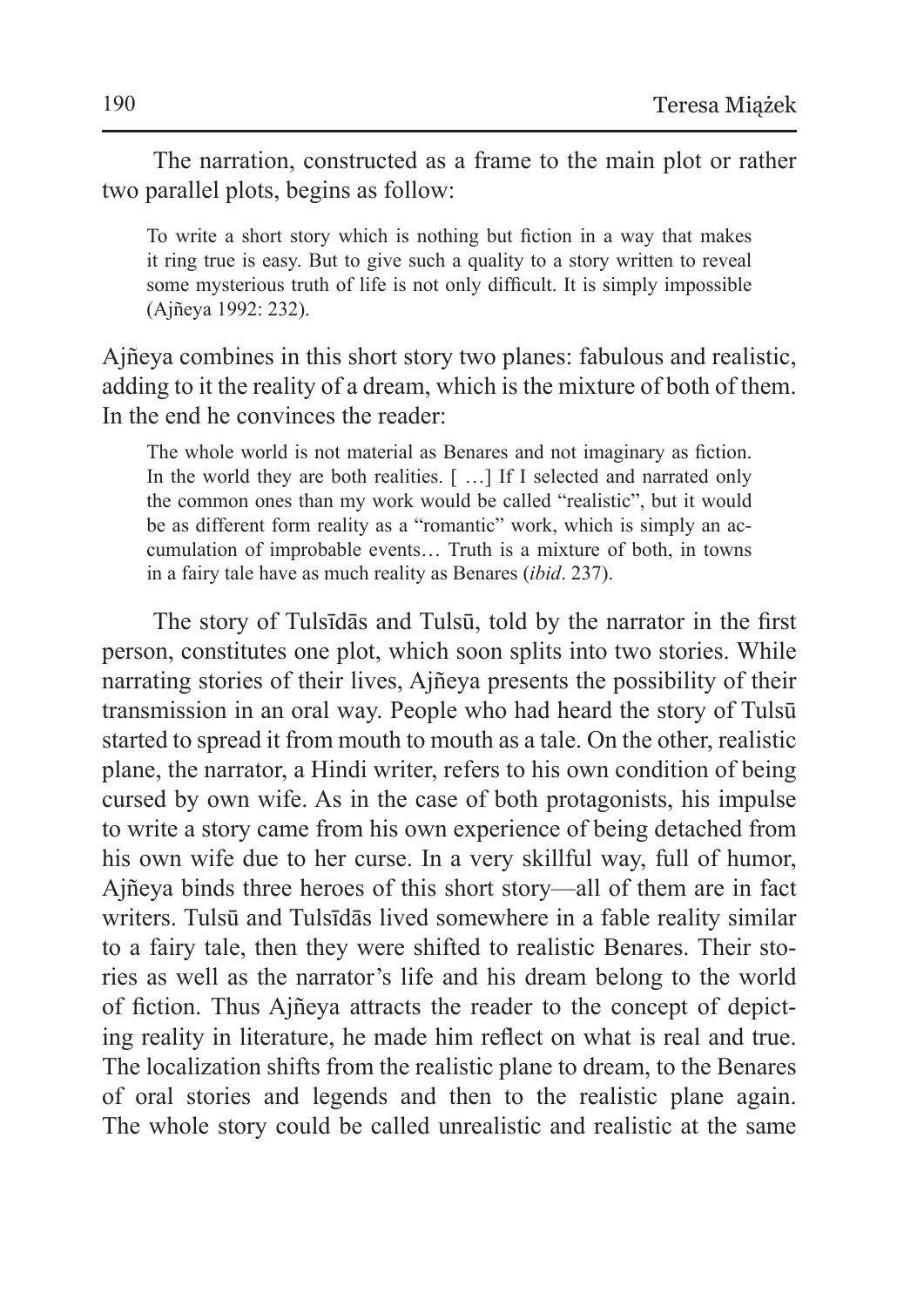The narration, constructed as a frame to the main plot or rather two parallel plots, begins as follow:

> To write a short story which is nothing but fiction in a way that makes it ring true is easy. But to give such a quality to a story written to reveal some mysterious truth of life is not only difficult. It is simply impossible (Ajñeya 1992: 232).

Ajñeya combines in this short story two planes: fabulous and realistic, adding to it the reality of a dream, which is the mixture of both of them. In the end he convinces the reader:

> The whole world is not material as Benares and not imaginary as fiction. In the world they are both realities. [ …] If I selected and narrated only the common ones than my work would be called "realistic", but it would be as different form reality as a "romantic" work, which is simply an accumulation of improbable events… Truth is a mixture of both, in towns in a fairy tale have as much reality as Benares (*ibid*. 237).

The story of Tulsīdās and Tulsū, told by the narrator in the first person, constitutes one plot, which soon splits into two stories. While narrating stories of their lives, Ajñeya presents the possibility of their transmission in an oral way. People who had heard the story of Tulsū started to spread it from mouth to mouth as a tale. On the other, realistic plane, the narrator, a Hindi writer, refers to his own condition of being cursed by own wife. As in the case of both protagonists, his impulse to write a story came from his own experience of being detached from his own wife due to her curse. In a very skillful way, full of humor, Ajñeya binds three heroes of this short story—all of them are in fact writers. Tulsū and Tulsīdās lived somewhere in a fable reality similar to a fairy tale, then they were shifted to realistic Benares. Their stories as well as the narrator's life and his dream belong to the world of fiction. Thus Ajñeya attracts the reader to the concept of depicting reality in literature, he made him reflect on what is real and true. The localization shifts from the realistic plane to dream, to the Benares of oral stories and legends and then to the realistic plane again. The whole story could be called unrealistic and realistic at the same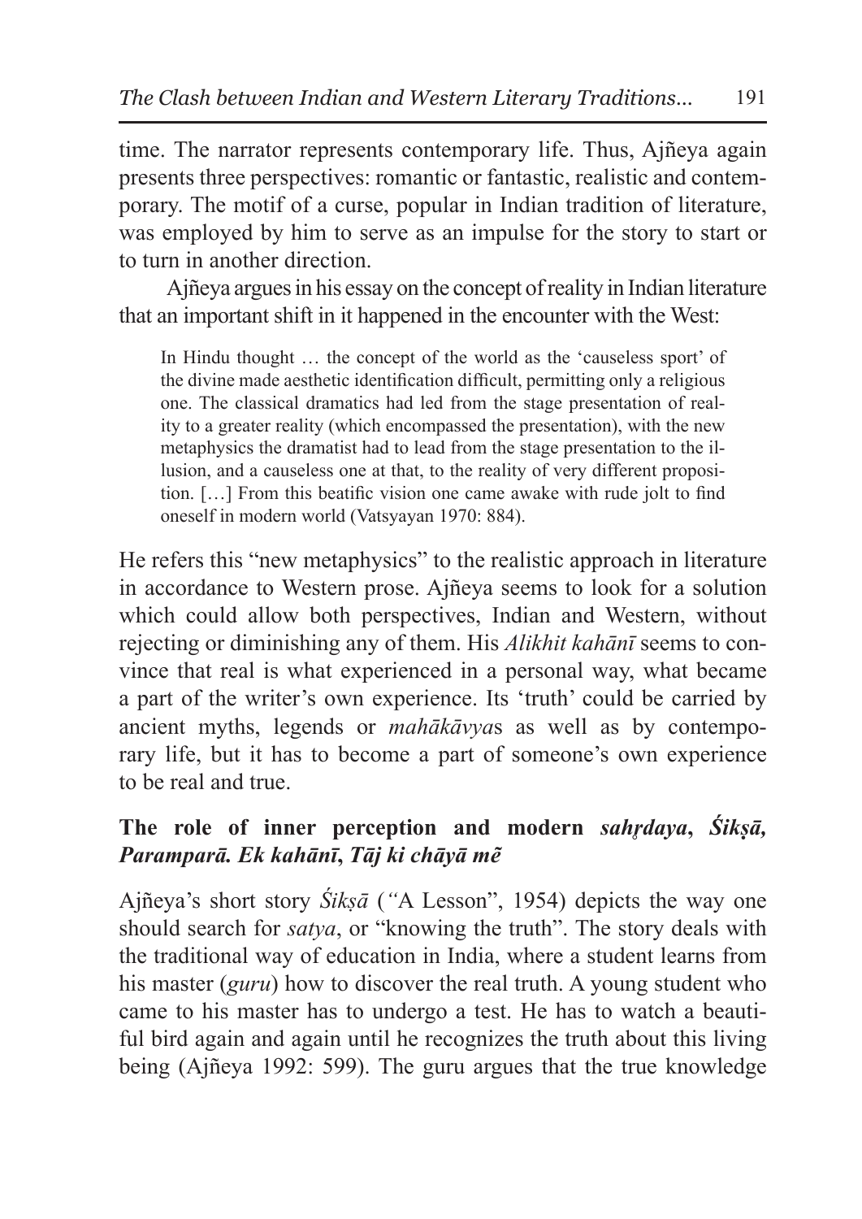time. The narrator represents contemporary life. Thus, Ajñeya again presents three perspectives: romantic or fantastic, realistic and contemporary. The motif of a curse, popular in Indian tradition of literature, was employed by him to serve as an impulse for the story to start or to turn in another direction.

Ajñeya argues in his essay on the concept of reality in Indian literature that an important shift in it happened in the encounter with the West:

> In Hindu thought … the concept of the world as the 'causeless sport' of the divine made aesthetic identification difficult, permitting only a religious one. The classical dramatics had led from the stage presentation of reality to a greater reality (which encompassed the presentation), with the new metaphysics the dramatist had to lead from the stage presentation to the illusion, and a causeless one at that, to the reality of very different proposition. […] From this beatific vision one came awake with rude jolt to find oneself in modern world (Vatsyayan 1970: 884).

He refers this "new metaphysics" to the realistic approach in literature in accordance to Western prose. Ajñeya seems to look for a solution which could allow both perspectives, Indian and Western, without rejecting or diminishing any of them. His *Alikhit kahānī* seems to convince that real is what experienced in a personal way, what became a part of the writer's own experience. Its 'truth' could be carried by ancient myths, legends or *mahākāvya*s as well as by contemporary life, but it has to become a part of someone's own experience to be real and true.

## The role of inner perception and modern *sahṛdaya*, *Śikṣā, Paramparā. Ek kahānī*, *Tāj ki chāyā mẽ*

Ajñeya's short story *Śikṣā* (*"*A Lesson", 1954) depicts the way one should search for *satya*, or "knowing the truth". The story deals with the traditional way of education in India, where a student learns from his master (*guru*) how to discover the real truth. A young student who came to his master has to undergo a test. He has to watch a beautiful bird again and again until he recognizes the truth about this living being (Ajñeya 1992: 599). The guru argues that the true knowledge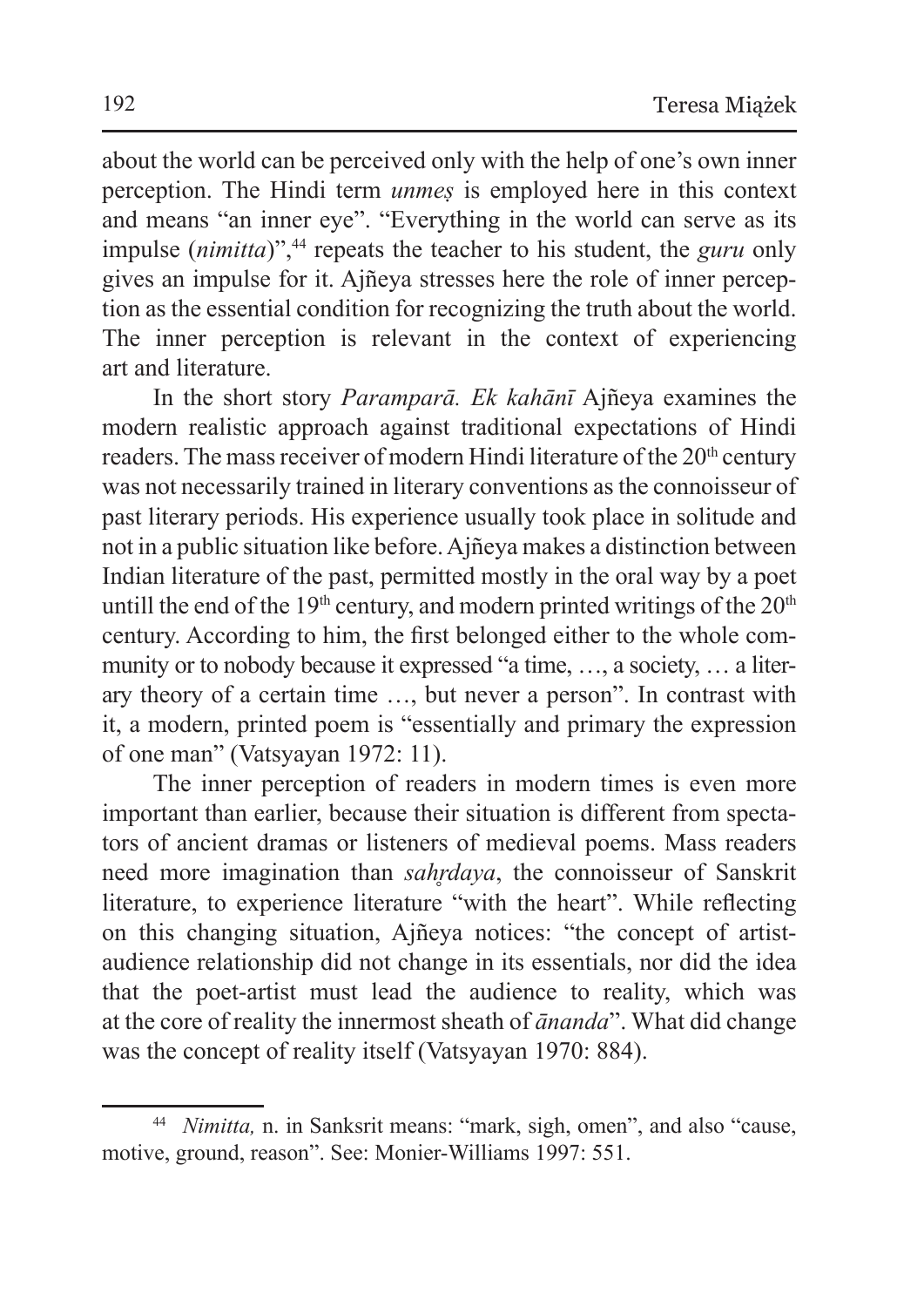about the world can be perceived only with the help of one's own inner perception. The Hindi term *unmeṣ* is employed here in this context and means "an inner eye". "Everything in the world can serve as its impulse (*nimitta*)",[44] repeats the teacher to his student, the *guru* only gives an impulse for it. Ajñeya stresses here the role of inner perception as the essential condition for recognizing the truth about the world. The inner perception is relevant in the context of experiencing art and literature.

In the short story *Paramparā. Ek kahānī* Ajñeya examines the modern realistic approach against traditional expectations of Hindi readers. The mass receiver of modern Hindi literature of the 20th century was not necessarily trained in literary conventions as the connoisseur of past literary periods. His experience usually took place in solitude and not in a public situation like before. Ajñeya makes a distinction between Indian literature of the past, permitted mostly in the oral way by a poet untill the end of the 19th century, and modern printed writings of the 20th century. According to him, the first belonged either to the whole community or to nobody because it expressed "a time, …, a society, … a literary theory of a certain time …, but never a person". In contrast with it, a modern, printed poem is "essentially and primary the expression of one man" (Vatsyayan 1972: 11).

The inner perception of readers in modern times is even more important than earlier, because their situation is different from spectators of ancient dramas or listeners of medieval poems. Mass readers need more imagination than *sahṛdaya*, the connoisseur of Sanskrit literature, to experience literature "with the heart". While reflecting on this changing situation, Ajñeya notices: "the concept of artist-audience relationship did not change in its essentials, nor did the idea that the poet-artist must lead the audience to reality, which was at the core of reality the innermost sheath of *ānanda*". What did change was the concept of reality itself (Vatsyayan 1970: 884).

---

[44] *Nimitta,* n. in Sanksrit means: "mark, sigh, omen", and also "cause, motive, ground, reason". See: Monier-Williams 1997: 551.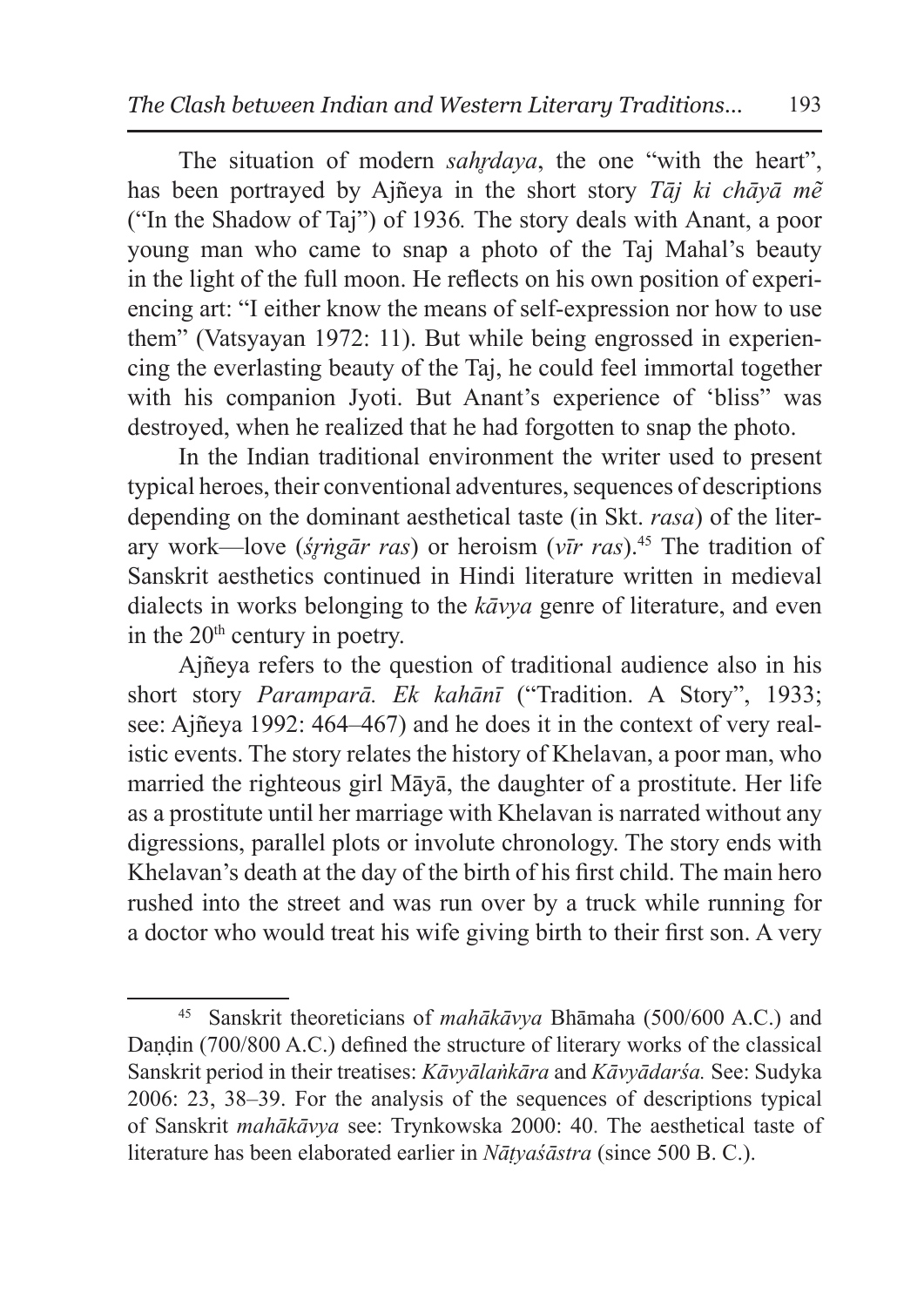The situation of modern *sahṛdaya*, the one "with the heart", has been portrayed by Ajñeya in the short story *Tāj ki chāyā mẽ* ("In the Shadow of Taj") of 1936. The story deals with Anant, a poor young man who came to snap a photo of the Taj Mahal's beauty in the light of the full moon. He reflects on his own position of experiencing art: "I either know the means of self-expression nor how to use them" (Vatsyayan 1972: 11). But while being engrossed in experiencing the everlasting beauty of the Taj, he could feel immortal together with his companion Jyoti. But Anant's experience of 'bliss" was destroyed, when he realized that he had forgotten to snap the photo.

In the Indian traditional environment the writer used to present typical heroes, their conventional adventures, sequences of descriptions depending on the dominant aesthetical taste (in Skt. *rasa*) of the literary work—love (*śṛṅgār ras*) or heroism (*vīr ras*).[45] The tradition of Sanskrit aesthetics continued in Hindi literature written in medieval dialects in works belonging to the *kāvya* genre of literature, and even in the 20th century in poetry.

Ajñeya refers to the question of traditional audience also in his short story *Paramparā. Ek kahānī* ("Tradition. A Story", 1933; see: Ajñeya 1992: 464–467) and he does it in the context of very realistic events. The story relates the history of Khelavan, a poor man, who married the righteous girl Māyā, the daughter of a prostitute. Her life as a prostitute until her marriage with Khelavan is narrated without any digressions, parallel plots or involute chronology. The story ends with Khelavan's death at the day of the birth of his first child. The main hero rushed into the street and was run over by a truck while running for a doctor who would treat his wife giving birth to their first son. A very

---

[45] Sanskrit theoreticians of *mahākāvya* Bhāmaha (500/600 A.C.) and Daṇḍin (700/800 A.C.) defined the structure of literary works of the classical Sanskrit period in their treatises: *Kāvyālaṅkāra* and *Kāvyādarśa.* See: Sudyka 2006: 23, 38–39. For the analysis of the sequences of descriptions typical of Sanskrit *mahākāvya* see: Trynkowska 2000: 40. The aesthetical taste of literature has been elaborated earlier in *Nāṭyaśāstra* (since 500 B. C.).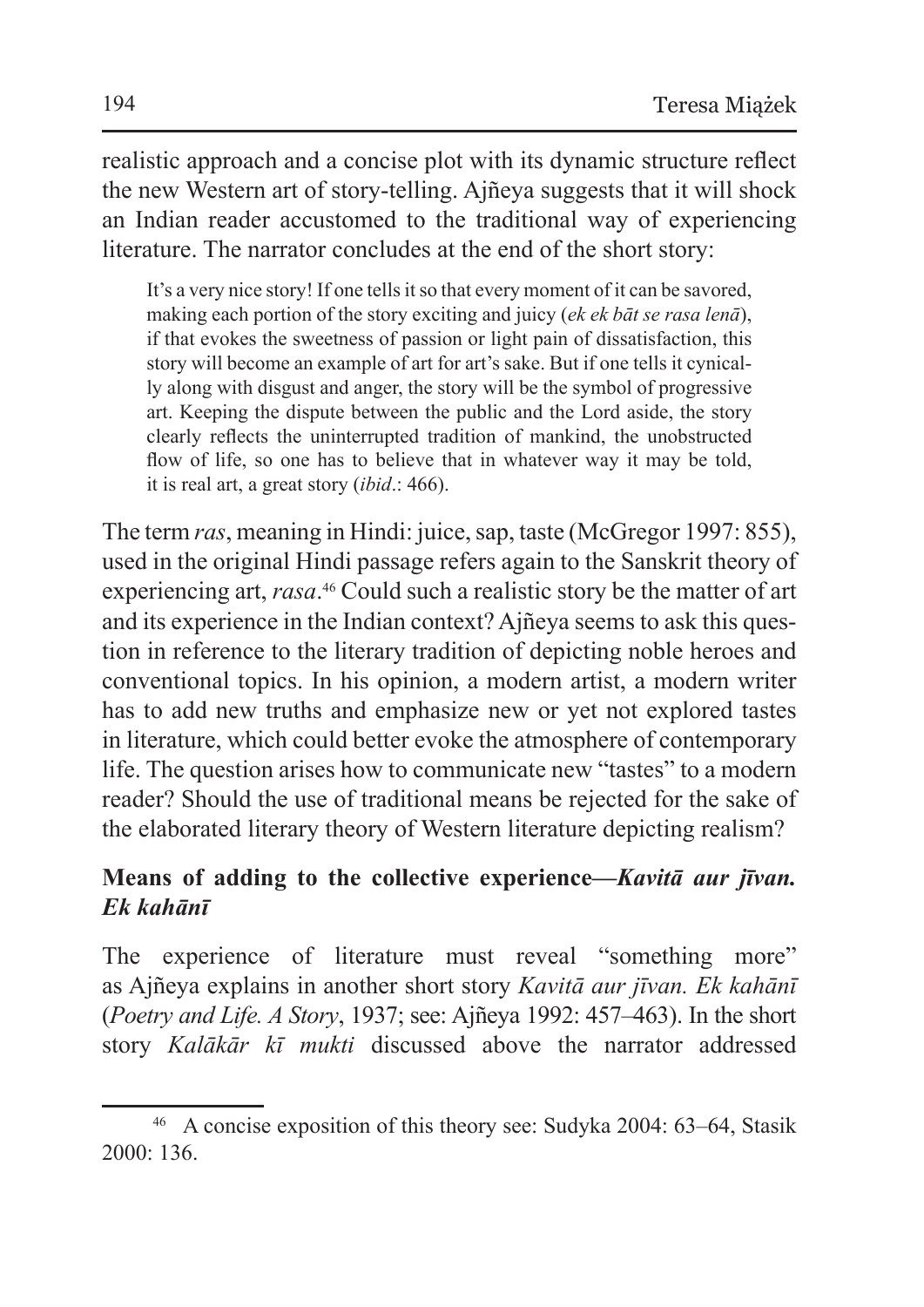realistic approach and a concise plot with its dynamic structure reflect the new Western art of story-telling. Ajñeya suggests that it will shock an Indian reader accustomed to the traditional way of experiencing literature. The narrator concludes at the end of the short story:

> It's a very nice story! If one tells it so that every moment of it can be savored, making each portion of the story exciting and juicy (*ek ek bāt se rasa lenā*), if that evokes the sweetness of passion or light pain of dissatisfaction, this story will become an example of art for art's sake. But if one tells it cynically along with disgust and anger, the story will be the symbol of progressive art. Keeping the dispute between the public and the Lord aside, the story clearly reflects the uninterrupted tradition of mankind, the unobstructed flow of life, so one has to believe that in whatever way it may be told, it is real art, a great story (*ibid*.: 466).

The term *ras*, meaning in Hindi: juice, sap, taste (McGregor 1997: 855), used in the original Hindi passage refers again to the Sanskrit theory of experiencing art, *rasa*.[46] Could such a realistic story be the matter of art and its experience in the Indian context? Ajñeya seems to ask this question in reference to the literary tradition of depicting noble heroes and conventional topics. In his opinion, a modern artist, a modern writer has to add new truths and emphasize new or yet not explored tastes in literature, which could better evoke the atmosphere of contemporary life. The question arises how to communicate new "tastes" to a modern reader? Should the use of traditional means be rejected for the sake of the elaborated literary theory of Western literature depicting realism?

## Means of adding to the collective experience—*Kavitā aur jīvan. Ek kahānī*

The experience of literature must reveal "something more" as Ajñeya explains in another short story *Kavitā aur jīvan. Ek kahānī* (*Poetry and Life. A Story*, 1937; see: Ajñeya 1992: 457–463). In the short story *Kalākār kī mukti* discussed above the narrator addressed

[46] A concise exposition of this theory see: Sudyka 2004: 63–64, Stasik 2000: 136.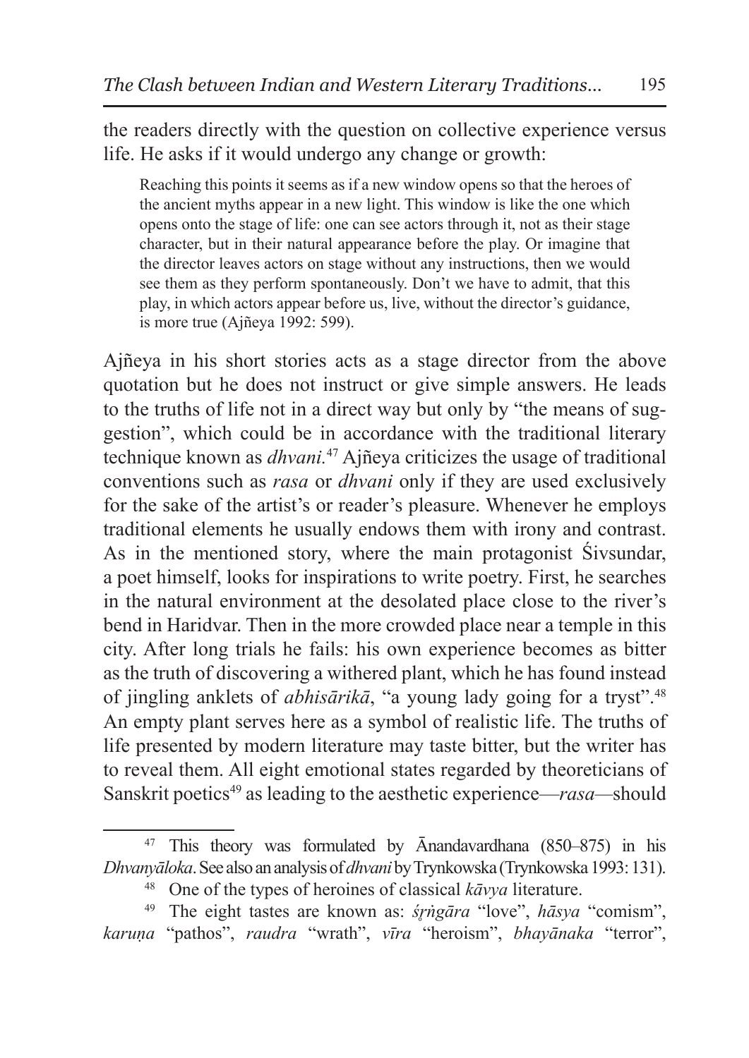the readers directly with the question on collective experience versus life. He asks if it would undergo any change or growth:

> Reaching this points it seems as if a new window opens so that the heroes of the ancient myths appear in a new light. This window is like the one which opens onto the stage of life: one can see actors through it, not as their stage character, but in their natural appearance before the play. Or imagine that the director leaves actors on stage without any instructions, then we would see them as they perform spontaneously. Don't we have to admit, that this play, in which actors appear before us, live, without the director's guidance, is more true (Ajñeya 1992: 599).

Ajñeya in his short stories acts as a stage director from the above quotation but he does not instruct or give simple answers. He leads to the truths of life not in a direct way but only by "the means of suggestion", which could be in accordance with the traditional literary technique known as *dhvani.*[47] Ajñeya criticizes the usage of traditional conventions such as *rasa* or *dhvani* only if they are used exclusively for the sake of the artist's or reader's pleasure. Whenever he employs traditional elements he usually endows them with irony and contrast. As in the mentioned story, where the main protagonist Śivsundar, a poet himself, looks for inspirations to write poetry. First, he searches in the natural environment at the desolated place close to the river's bend in Haridvar. Then in the more crowded place near a temple in this city. After long trials he fails: his own experience becomes as bitter as the truth of discovering a withered plant, which he has found instead of jingling anklets of *abhisārikā*, "a young lady going for a tryst".[48] An empty plant serves here as a symbol of realistic life. The truths of life presented by modern literature may taste bitter, but the writer has to reveal them. All eight emotional states regarded by theoreticians of Sanskrit poetics[49] as leading to the aesthetic experience—*rasa*—should

---

[47] This theory was formulated by Ānandavardhana (850–875) in his *Dhvanyāloka*. See also an analysis of *dhvani* by Trynkowska (Trynkowska 1993: 131).

[48] One of the types of heroines of classical *kāvya* literature.

[49] The eight tastes are known as: *śṛṅgāra* "love", *hāsya* "comism", *karuṇa* "pathos", *raudra* "wrath", *vīra* "heroism", *bhayānaka* "terror",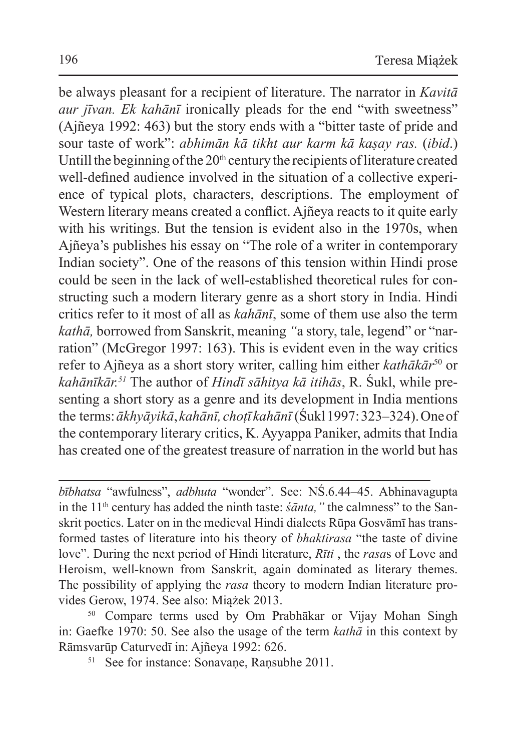be always pleasant for a recipient of literature. The narrator in *Kavitā aur jīvan. Ek kahānī* ironically pleads for the end "with sweetness" (Ajñeya 1992: 463) but the story ends with a "bitter taste of pride and sour taste of work": *abhimān kā tikht aur karm kā kaṣay ras.* (*ibid*.) Untill the beginning of the 20th century the recipients of literature created well-defined audience involved in the situation of a collective experience of typical plots, characters, descriptions. The employment of Western literary means created a conflict. Ajñeya reacts to it quite early with his writings. But the tension is evident also in the 1970s, when Ajñeya's publishes his essay on "The role of a writer in contemporary Indian society". One of the reasons of this tension within Hindi prose could be seen in the lack of well-established theoretical rules for constructing such a modern literary genre as a short story in India. Hindi critics refer to it most of all as *kahānī*, some of them use also the term *kathā,* borrowed from Sanskrit, meaning *"*a story, tale, legend" or "narration" (McGregor 1997: 163). This is evident even in the way critics refer to Ajñeya as a short story writer, calling him either *kathākār*[50] or *kahānīkār.*[51] The author of *Hindī sāhitya kā itihās*, R. Śukl, while presenting a short story as a genre and its development in India mentions the terms: *ākhyāyikā*, *kahānī, choṭī kahānī* (Śukl 1997: 323–324). One of the contemporary literary critics, K. Ayyappa Paniker, admits that India has created one of the greatest treasure of narration in the world but has

---

*bībhatsa* "awfulness", *adbhuta* "wonder". See: NŚ.6.44–45. Abhinavagupta in the 11th century has added the ninth taste: *śānta,"* the calmness" to the Sanskrit poetics. Later on in the medieval Hindi dialects Rūpa Gosvāmī has transformed tastes of literature into his theory of *bhaktirasa* "the taste of divine love". During the next period of Hindi literature, *Rīti* , the *rasa*s of Love and Heroism, well-known from Sanskrit, again dominated as literary themes. The possibility of applying the *rasa* theory to modern Indian literature provides Gerow, 1974. See also: Miążek 2013.

[50] Compare terms used by Om Prabhākar or Vijay Mohan Singh in: Gaefke 1970: 50. See also the usage of the term *kathā* in this context by Rāmsvarūp Caturvedī in: Ajñeya 1992: 626.

[51] See for instance: Sonavaṇe, Raṇsubhe 2011.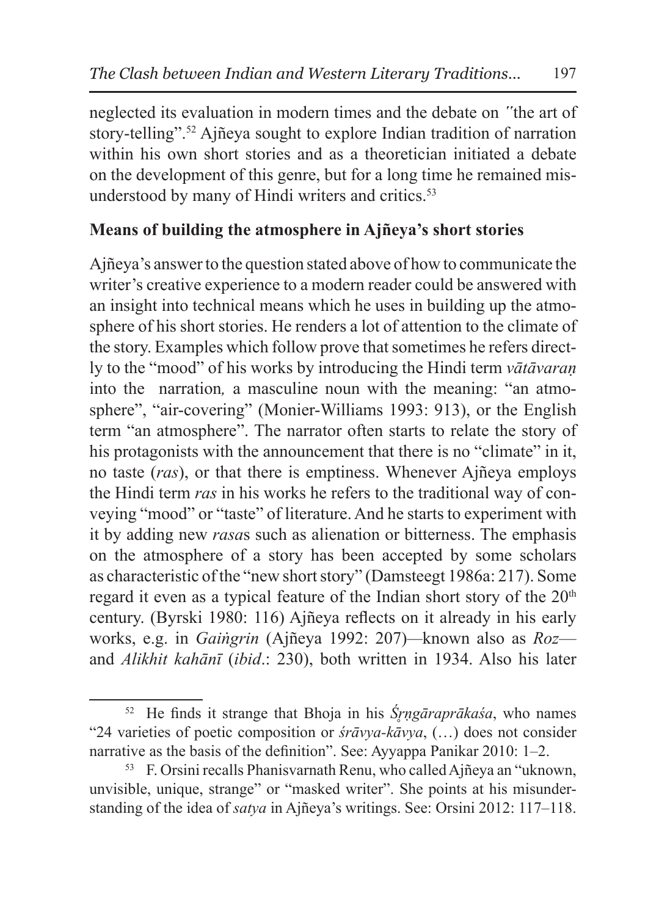neglected its evaluation in modern times and the debate on ′′the art of story-telling".[52] Ajñeya sought to explore Indian tradition of narration within his own short stories and as a theoretician initiated a debate on the development of this genre, but for a long time he remained misunderstood by many of Hindi writers and critics.[53]

## Means of building the atmosphere in Ajñeya's short stories

Ajñeya's answer to the question stated above of how to communicate the writer's creative experience to a modern reader could be answered with an insight into technical means which he uses in building up the atmosphere of his short stories. He renders a lot of attention to the climate of the story. Examples which follow prove that sometimes he refers directly to the "mood" of his works by introducing the Hindi term *vātāvaraṇ* into the narration*,* a masculine noun with the meaning: "an atmosphere", "air-covering" (Monier-Williams 1993: 913), or the English term "an atmosphere". The narrator often starts to relate the story of his protagonists with the announcement that there is no "climate" in it, no taste (*ras*), or that there is emptiness. Whenever Ajñeya employs the Hindi term *ras* in his works he refers to the traditional way of conveying "mood" or "taste" of literature. And he starts to experiment with it by adding new *rasa*s such as alienation or bitterness. The emphasis on the atmosphere of a story has been accepted by some scholars as characteristic of the "new short story" (Damsteegt 1986a: 217). Some regard it even as a typical feature of the Indian short story of the 20th century. (Byrski 1980: 116) Ajñeya reflects on it already in his early works, e.g. in *Gaiṅgrin* (Ajñeya 1992: 207)—known also as *Roz*—and *Alikhit kahānī* (*ibid*.: 230), both written in 1934. Also his later

---

[52] He finds it strange that Bhoja in his *Śṛṅgāraprākaśa*, who names "24 varieties of poetic composition or *śrāvya-kāvya*, (…) does not consider narrative as the basis of the definition". See: Ayyappa Panikar 2010: 1–2.

[53] F. Orsini recalls Phanisvarnath Renu, who called Ajñeya an "uknown, unvisible, unique, strange" or "masked writer". She points at his misunderstanding of the idea of *satya* in Ajñeya's writings. See: Orsini 2012: 117–118.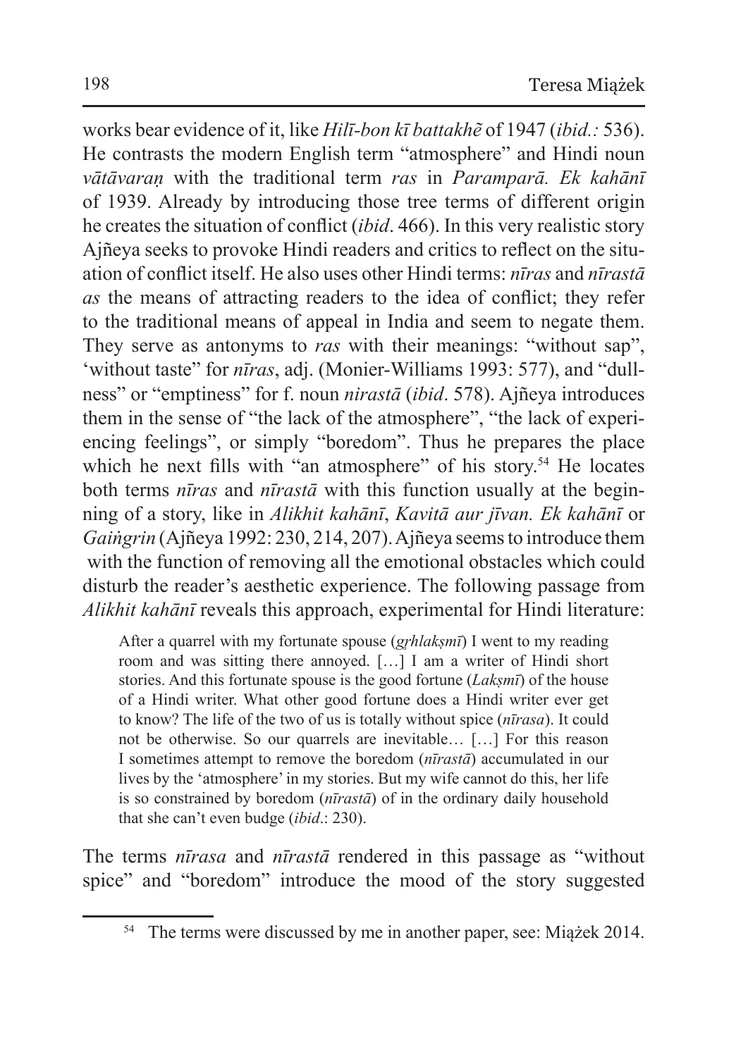works bear evidence of it, like *Hilī-bon kī battakhẽ* of 1947 (*ibid.:* 536). He contrasts the modern English term "atmosphere" and Hindi noun *vātāvaraṇ* with the traditional term *ras* in *Paramparā. Ek kahānī* of 1939. Already by introducing those tree terms of different origin he creates the situation of conflict (*ibid*. 466). In this very realistic story Ajñeya seeks to provoke Hindi readers and critics to reflect on the situation of conflict itself. He also uses other Hindi terms: *nīras* and *nīrastā as* the means of attracting readers to the idea of conflict; they refer to the traditional means of appeal in India and seem to negate them. They serve as antonyms to *ras* with their meanings: "without sap", 'without taste" for *nīras*, adj. (Monier-Williams 1993: 577), and "dullness" or "emptiness" for f. noun *nirastā* (*ibid*. 578). Ajñeya introduces them in the sense of "the lack of the atmosphere", "the lack of experiencing feelings", or simply "boredom". Thus he prepares the place which he next fills with "an atmosphere" of his story.[54] He locates both terms *nīras* and *nīrastā* with this function usually at the beginning of a story, like in *Alikhit kahānī*, *Kavitā aur jīvan. Ek kahānī* or *Gaiṅgrin* (Ajñeya 1992: 230, 214, 207). Ajñeya seems to introduce them with the function of removing all the emotional obstacles which could disturb the reader's aesthetic experience. The following passage from *Alikhit kahānī* reveals this approach, experimental for Hindi literature:

> After a quarrel with my fortunate spouse (*gṛhlakṣmī*) I went to my reading room and was sitting there annoyed. […] I am a writer of Hindi short stories. And this fortunate spouse is the good fortune (*Lakṣmī*) of the house of a Hindi writer. What other good fortune does a Hindi writer ever get to know? The life of the two of us is totally without spice (*nīrasa*). It could not be otherwise. So our quarrels are inevitable… […] For this reason I sometimes attempt to remove the boredom (*nīrastā*) accumulated in our lives by the 'atmosphere' in my stories. But my wife cannot do this, her life is so constrained by boredom (*nīrastā*) of in the ordinary daily household that she can't even budge (*ibid*.: 230).

The terms *nīrasa* and *nīrastā* rendered in this passage as "without spice" and "boredom" introduce the mood of the story suggested

---

[54] The terms were discussed by me in another paper, see: Miążek 2014.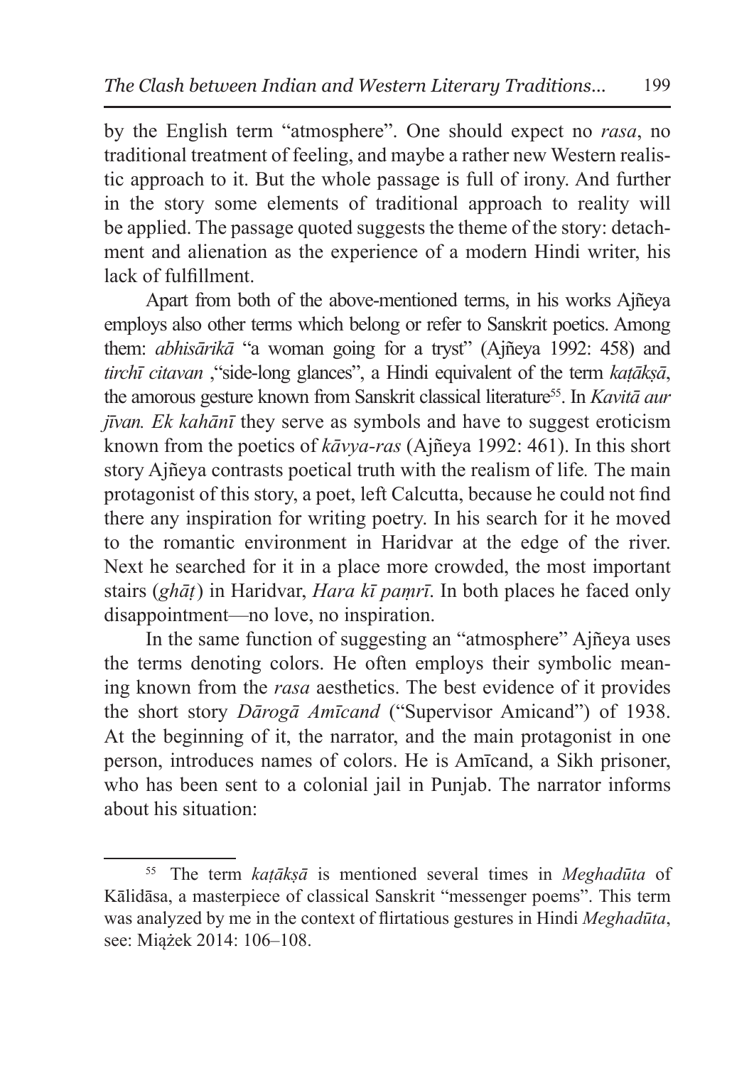by the English term "atmosphere". One should expect no *rasa*, no traditional treatment of feeling, and maybe a rather new Western realistic approach to it. But the whole passage is full of irony. And further in the story some elements of traditional approach to reality will be applied. The passage quoted suggests the theme of the story: detachment and alienation as the experience of a modern Hindi writer, his lack of fulfillment.

Apart from both of the above-mentioned terms, in his works Ajñeya employs also other terms which belong or refer to Sanskrit poetics. Among them: *abhisārikā* "a woman going for a tryst" (Ajñeya 1992: 458) and *tirchī citavan* ,"side-long glances", a Hindi equivalent of the term *kaṭākṣā*, the amorous gesture known from Sanskrit classical literature[55]. In *Kavitā aur jīvan. Ek kahānī* they serve as symbols and have to suggest eroticism known from the poetics of *kāvya-ras* (Ajñeya 1992: 461). In this short story Ajñeya contrasts poetical truth with the realism of life. The main protagonist of this story, a poet, left Calcutta, because he could not find there any inspiration for writing poetry. In his search for it he moved to the romantic environment in Haridvar at the edge of the river. Next he searched for it in a place more crowded, the most important stairs (*ghāṭ*) in Haridvar, *Hara kī paṃrī*. In both places he faced only disappointment—no love, no inspiration.

In the same function of suggesting an "atmosphere" Ajñeya uses the terms denoting colors. He often employs their symbolic meaning known from the *rasa* aesthetics. The best evidence of it provides the short story *Dārogā Amīcand* ("Supervisor Amicand") of 1938. At the beginning of it, the narrator, and the main protagonist in one person, introduces names of colors. He is Amīcand, a Sikh prisoner, who has been sent to a colonial jail in Punjab. The narrator informs about his situation:

---

[55] The term *kaṭākṣā* is mentioned several times in *Meghadūta* of Kālidāsa, a masterpiece of classical Sanskrit "messenger poems". This term was analyzed by me in the context of flirtatious gestures in Hindi *Meghadūta*, see: Miążek 2014: 106–108.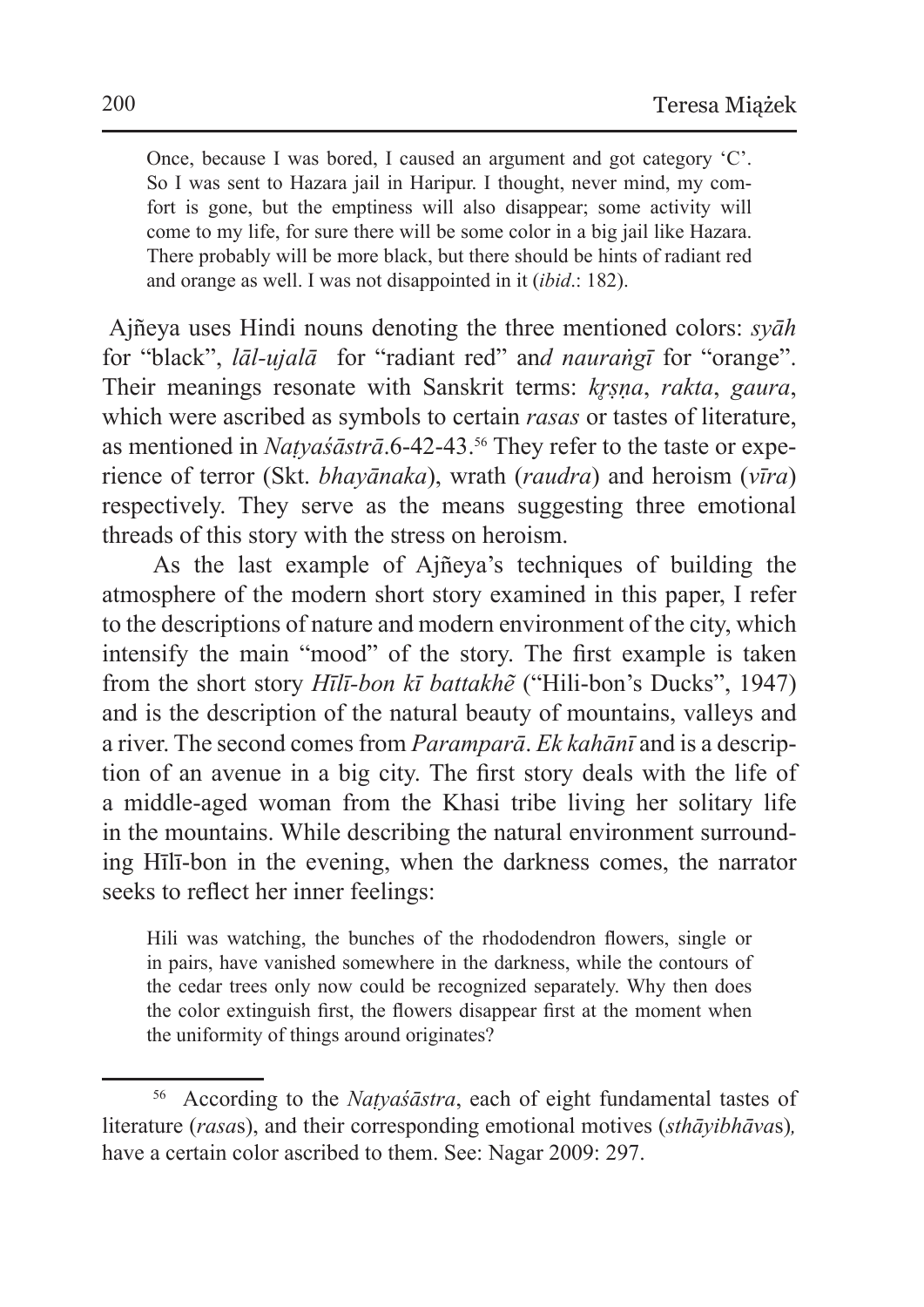> Once, because I was bored, I caused an argument and got category 'C'. So I was sent to Hazara jail in Haripur. I thought, never mind, my comfort is gone, but the emptiness will also disappear; some activity will come to my life, for sure there will be some color in a big jail like Hazara. There probably will be more black, but there should be hints of radiant red and orange as well. I was not disappointed in it (*ibid*.: 182).

Ajñeya uses Hindi nouns denoting the three mentioned colors: *syāh* for "black", *lāl-ujalā* for "radiant red" and *nauraṅgī* for "orange". Their meanings resonate with Sanskrit terms: *kr̥ṣṇa*, *rakta*, *gaura*, which were ascribed as symbols to certain *rasas* or tastes of literature, as mentioned in *Naṭyaśāstrā*.6-42-43.[56] They refer to the taste or experience of terror (Skt. *bhayānaka*), wrath (*raudra*) and heroism (*vīra*) respectively. They serve as the means suggesting three emotional threads of this story with the stress on heroism.

As the last example of Ajñeya's techniques of building the atmosphere of the modern short story examined in this paper, I refer to the descriptions of nature and modern environment of the city, which intensify the main "mood" of the story. The first example is taken from the short story *Hīlī-bon kī battakhẽ* ("Hili-bon's Ducks", 1947) and is the description of the natural beauty of mountains, valleys and a river. The second comes from *Paramparā*. *Ek kahānī* and is a description of an avenue in a big city. The first story deals with the life of a middle-aged woman from the Khasi tribe living her solitary life in the mountains. While describing the natural environment surrounding Hīlī-bon in the evening, when the darkness comes, the narrator seeks to reflect her inner feelings:

> Hili was watching, the bunches of the rhododendron flowers, single or in pairs, have vanished somewhere in the darkness, while the contours of the cedar trees only now could be recognized separately. Why then does the color extinguish first, the flowers disappear first at the moment when the uniformity of things around originates?

---

[56] According to the *Naṭyaśāstra*, each of eight fundamental tastes of literature (*rasa*s), and their corresponding emotional motives (*sthāyibhāva*s), have a certain color ascribed to them. See: Nagar 2009: 297.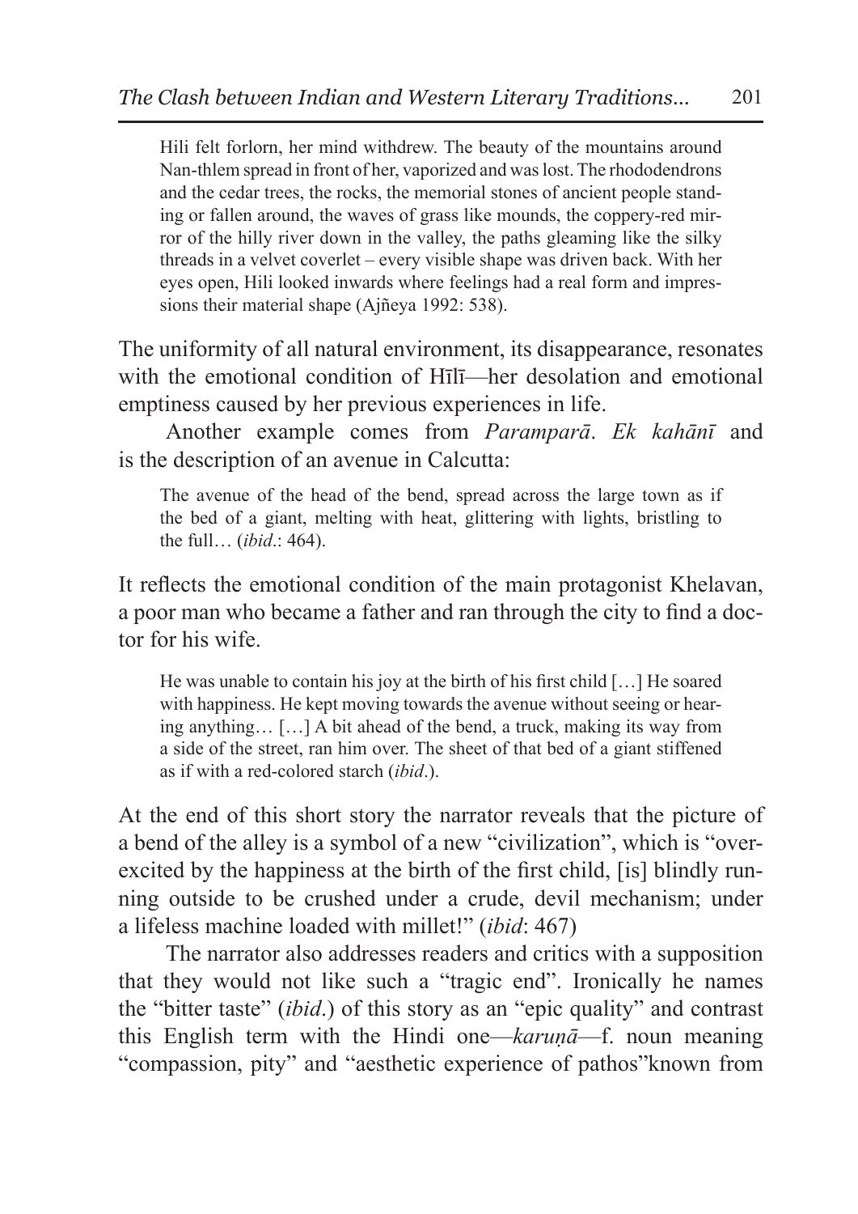> Hili felt forlorn, her mind withdrew. The beauty of the mountains around Nan-thlem spread in front of her, vaporized and was lost. The rhododendrons and the cedar trees, the rocks, the memorial stones of ancient people standing or fallen around, the waves of grass like mounds, the coppery-red mirror of the hilly river down in the valley, the paths gleaming like the silky threads in a velvet coverlet – every visible shape was driven back. With her eyes open, Hili looked inwards where feelings had a real form and impressions their material shape (Ajñeya 1992: 538).

The uniformity of all natural environment, its disappearance, resonates with the emotional condition of Hīlī—her desolation and emotional emptiness caused by her previous experiences in life.

Another example comes from *Paramparā*. *Ek kahānī* and is the description of an avenue in Calcutta:

> The avenue of the head of the bend, spread across the large town as if the bed of a giant, melting with heat, glittering with lights, bristling to the full… (*ibid*.: 464).

It reflects the emotional condition of the main protagonist Khelavan, a poor man who became a father and ran through the city to find a doctor for his wife.

> He was unable to contain his joy at the birth of his first child […] He soared with happiness. He kept moving towards the avenue without seeing or hearing anything… […] A bit ahead of the bend, a truck, making its way from a side of the street, ran him over. The sheet of that bed of a giant stiffened as if with a red-colored starch (*ibid*.).

At the end of this short story the narrator reveals that the picture of a bend of the alley is a symbol of a new "civilization", which is "over-excited by the happiness at the birth of the first child, [is] blindly running outside to be crushed under a crude, devil mechanism; under a lifeless machine loaded with millet!" (*ibid*: 467)

The narrator also addresses readers and critics with a supposition that they would not like such a "tragic end". Ironically he names the "bitter taste" (*ibid*.) of this story as an "epic quality" and contrast this English term with the Hindi one—*karuṇā*—f. noun meaning "compassion, pity" and "aesthetic experience of pathos"known from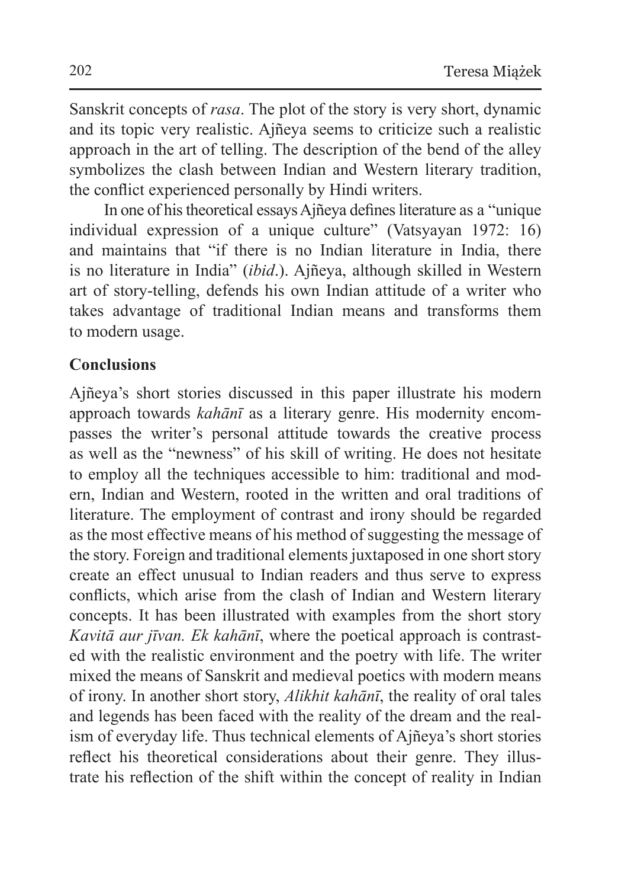Sanskrit concepts of *rasa*. The plot of the story is very short, dynamic and its topic very realistic. Ajñeya seems to criticize such a realistic approach in the art of telling. The description of the bend of the alley symbolizes the clash between Indian and Western literary tradition, the conflict experienced personally by Hindi writers.

In one of his theoretical essays Ajñeya defines literature as a "unique individual expression of a unique culture" (Vatsyayan 1972: 16) and maintains that "if there is no Indian literature in India, there is no literature in India" (*ibid*.). Ajñeya, although skilled in Western art of story-telling, defends his own Indian attitude of a writer who takes advantage of traditional Indian means and transforms them to modern usage.

## Conclusions

Ajñeya's short stories discussed in this paper illustrate his modern approach towards *kahānī* as a literary genre. His modernity encompasses the writer's personal attitude towards the creative process as well as the "newness" of his skill of writing. He does not hesitate to employ all the techniques accessible to him: traditional and modern, Indian and Western, rooted in the written and oral traditions of literature. The employment of contrast and irony should be regarded as the most effective means of his method of suggesting the message of the story. Foreign and traditional elements juxtaposed in one short story create an effect unusual to Indian readers and thus serve to express conflicts, which arise from the clash of Indian and Western literary concepts. It has been illustrated with examples from the short story *Kavitā aur jīvan. Ek kahānī*, where the poetical approach is contrasted with the realistic environment and the poetry with life. The writer mixed the means of Sanskrit and medieval poetics with modern means of irony. In another short story, *Alikhit kahānī*, the reality of oral tales and legends has been faced with the reality of the dream and the realism of everyday life. Thus technical elements of Ajñeya's short stories reflect his theoretical considerations about their genre. They illustrate his reflection of the shift within the concept of reality in Indian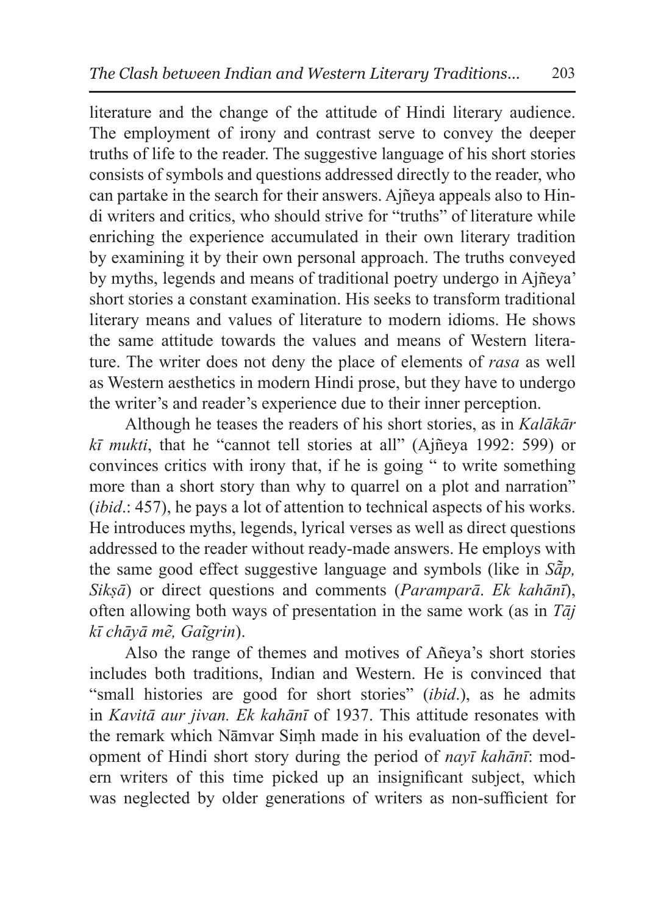literature and the change of the attitude of Hindi literary audience. The employment of irony and contrast serve to convey the deeper truths of life to the reader. The suggestive language of his short stories consists of symbols and questions addressed directly to the reader, who can partake in the search for their answers. Ajñeya appeals also to Hindi writers and critics, who should strive for "truths" of literature while enriching the experience accumulated in their own literary tradition by examining it by their own personal approach. The truths conveyed by myths, legends and means of traditional poetry undergo in Ajñeya' short stories a constant examination. His seeks to transform traditional literary means and values of literature to modern idioms. He shows the same attitude towards the values and means of Western literature. The writer does not deny the place of elements of *rasa* as well as Western aesthetics in modern Hindi prose, but they have to undergo the writer's and reader's experience due to their inner perception.

Although he teases the readers of his short stories, as in *Kalākār kī mukti*, that he "cannot tell stories at all" (Ajñeya 1992: 599) or convinces critics with irony that, if he is going " to write something more than a short story than why to quarrel on a plot and narration" (*ibid*.: 457), he pays a lot of attention to technical aspects of his works. He introduces myths, legends, lyrical verses as well as direct questions addressed to the reader without ready-made answers. He employs with the same good effect suggestive language and symbols (like in *Sā̃p, Sikṣā*) or direct questions and comments (*Paramparā. Ek kahānī*), often allowing both ways of presentation in the same work (as in *Tāj kī chāyā mẽ, Gaĩgrin*).

Also the range of themes and motives of Añeya's short stories includes both traditions, Indian and Western. He is convinced that "small histories are good for short stories" (*ibid*.), as he admits in *Kavitā aur jivan. Ek kahānī* of 1937. This attitude resonates with the remark which Nāmvar Siṃh made in his evaluation of the development of Hindi short story during the period of *nayī kahānī*: modern writers of this time picked up an insignificant subject, which was neglected by older generations of writers as non-sufficient for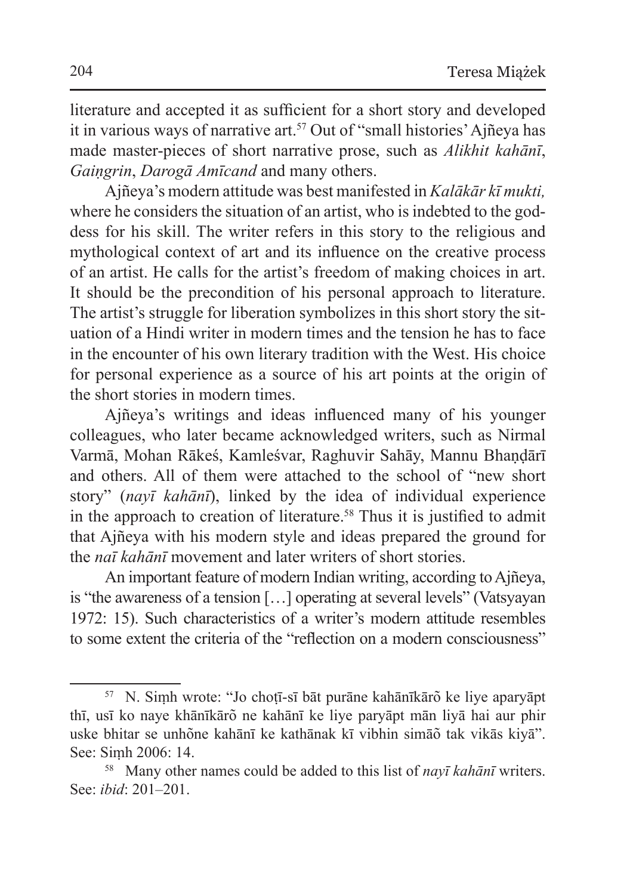literature and accepted it as sufficient for a short story and developed it in various ways of narrative art.[57] Out of "small histories' Ajñeya has made master-pieces of short narrative prose, such as *Alikhit kahānī*, *Gaiṅgrin*, *Darogā Amīcand* and many others.

Ajñeya's modern attitude was best manifested in *Kalākār kī mukti,* where he considers the situation of an artist, who is indebted to the goddess for his skill. The writer refers in this story to the religious and mythological context of art and its influence on the creative process of an artist. He calls for the artist's freedom of making choices in art. It should be the precondition of his personal approach to literature. The artist's struggle for liberation symbolizes in this short story the situation of a Hindi writer in modern times and the tension he has to face in the encounter of his own literary tradition with the West. His choice for personal experience as a source of his art points at the origin of the short stories in modern times.

Ajñeya's writings and ideas influenced many of his younger colleagues, who later became acknowledged writers, such as Nirmal Varmā, Mohan Rākeś, Kamleśvar, Raghuvir Sahāy, Mannu Bhaṇḍārī and others. All of them were attached to the school of "new short story" (*nayī kahānī*), linked by the idea of individual experience in the approach to creation of literature.[58] Thus it is justified to admit that Ajñeya with his modern style and ideas prepared the ground for the *naī kahānī* movement and later writers of short stories.

An important feature of modern Indian writing, according to Ajñeya, is "the awareness of a tension […] operating at several levels" (Vatsyayan 1972: 15). Such characteristics of a writer's modern attitude resembles to some extent the criteria of the "reflection on a modern consciousness"

---

[57] N. Siṃh wrote: "Jo choṭī-sī bāt purāne kahānīkārõ ke liye aparyāpt thī, usī ko naye khānīkārõ ne kahānī ke liye paryāpt mān liyā hai aur phir uske bhitar se unhõne kahānī ke kathānak kī vibhin simāõ tak vikās kiyā". See: Siṃh 2006: 14.

[58] Many other names could be added to this list of *nayī kahānī* writers. See: *ibid*: 201–201.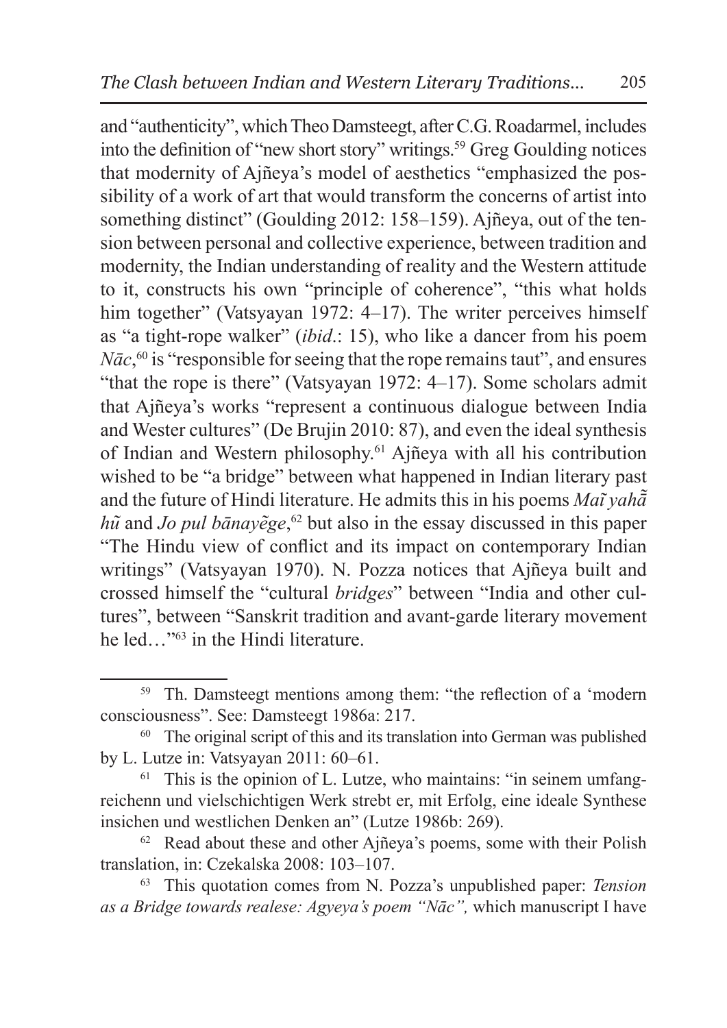and "authenticity", which Theo Damsteegt, after C.G. Roadarmel, includes into the definition of "new short story" writings.[59] Greg Goulding notices that modernity of Ajñeya's model of aesthetics "emphasized the possibility of a work of art that would transform the concerns of artist into something distinct" (Goulding 2012: 158–159). Ajñeya, out of the tension between personal and collective experience, between tradition and modernity, the Indian understanding of reality and the Western attitude to it, constructs his own "principle of coherence", "this what holds him together" (Vatsyayan 1972: 4–17). The writer perceives himself as "a tight-rope walker" (*ibid*.: 15), who like a dancer from his poem *Nāc*,[60] is "responsible for seeing that the rope remains taut", and ensures "that the rope is there" (Vatsyayan 1972: 4–17). Some scholars admit that Ajñeya's works "represent a continuous dialogue between India and Wester cultures" (De Brujin 2010: 87), and even the ideal synthesis of Indian and Western philosophy.[61] Ajñeya with all his contribution wished to be "a bridge" between what happened in Indian literary past and the future of Hindi literature. He admits this in his poems *Maĩ yahā̃ hũ* and *Jo pul bānayẽge*,[62] but also in the essay discussed in this paper "The Hindu view of conflict and its impact on contemporary Indian writings" (Vatsyayan 1970). N. Pozza notices that Ajñeya built and crossed himself the "cultural *bridges*" between "India and other cultures", between "Sanskrit tradition and avant-garde literary movement he led…"[63] in the Hindi literature.

---

[59] Th. Damsteegt mentions among them: "the reflection of a 'modern consciousness". See: Damsteegt 1986a: 217.

[60] The original script of this and its translation into German was published by L. Lutze in: Vatsyayan 2011: 60–61.

[61] This is the opinion of L. Lutze, who maintains: "in seinem umfangreichenn und vielschichtigen Werk strebt er, mit Erfolg, eine ideale Synthese insichen und westlichen Denken an" (Lutze 1986b: 269).

[62] Read about these and other Ajñeya's poems, some with their Polish translation, in: Czekalska 2008: 103–107.

[63] This quotation comes from N. Pozza's unpublished paper: *Tension as a Bridge towards realese: Agyeya's poem "Nāc",* which manuscript I have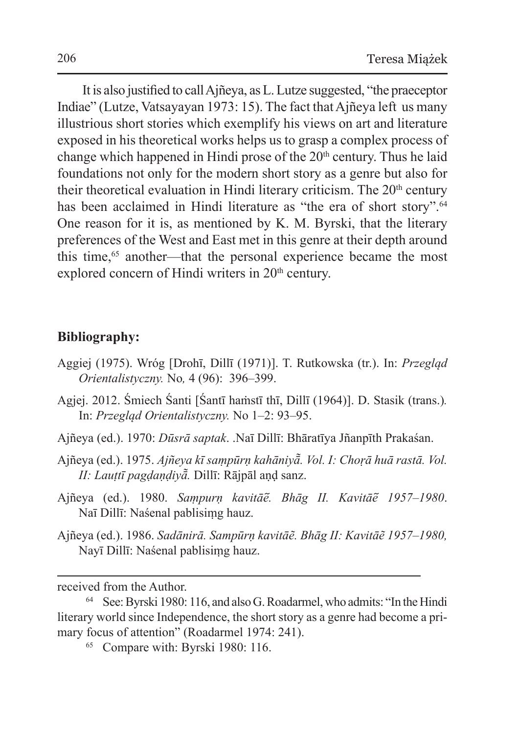It is also justified to call Ajñeya, as L. Lutze suggested, "the praeceptor Indiae" (Lutze, Vatsayayan 1973: 15). The fact that Ajñeya left us many illustrious short stories which exemplify his views on art and literature exposed in his theoretical works helps us to grasp a complex process of change which happened in Hindi prose of the 20th century. Thus he laid foundations not only for the modern short story as a genre but also for their theoretical evaluation in Hindi literary criticism. The 20th century has been acclaimed in Hindi literature as "the era of short story".[64] One reason for it is, as mentioned by K. M. Byrski, that the literary preferences of the West and East met in this genre at their depth around this time,[65] another—that the personal experience became the most explored concern of Hindi writers in 20th century.

## Bibliography:

Aggiej (1975). Wróg [Drohī, Dillī (1971)]. T. Rutkowska (tr.). In: *Przegląd Orientalistyczny.* No*,* 4 (96): 396–399.

Agjej. 2012. Śmiech Śanti [Śantī haṁstī thī, Dillī (1964)]. D. Stasik (trans.)*.* In: *Przegląd Orientalistyczny.* No 1–2: 93–95.

Ajñeya (ed.). 1970: *Dūsrā saptak*. .Naī Dillī: Bhāratīya Jñanpīth Prakaśan.

Ajñeya (ed.). 1975. *Ajñeya kī saṃpūrṇ kahāniyā̃. Vol. I: Choṛā huā rastā. Vol. II: Lauṭtī pagḍaṇḍiyā̃.* Dillī: Rājpāl aṇḍ sanz.

Ajñeya (ed.). 1980. *Saṃpurṇ kavitāẽ. Bhāg II. Kavitāẽ 1957–1980*. Naī Dillī: Naśenal pablisiṃg hauz.

Ajñeya (ed.). 1986. *Sadānirā. Sampūrṇ kavitāẽ. Bhāg II: Kavitāẽ 1957–1980,* Nayī Dillī: Naśenal pablisiṃg hauz.

---

received from the Author.

[64] See: Byrski 1980: 116, and also G. Roadarmel, who admits: "In the Hindi literary world since Independence, the short story as a genre had become a primary focus of attention" (Roadarmel 1974: 241).

[65] Compare with: Byrski 1980: 116.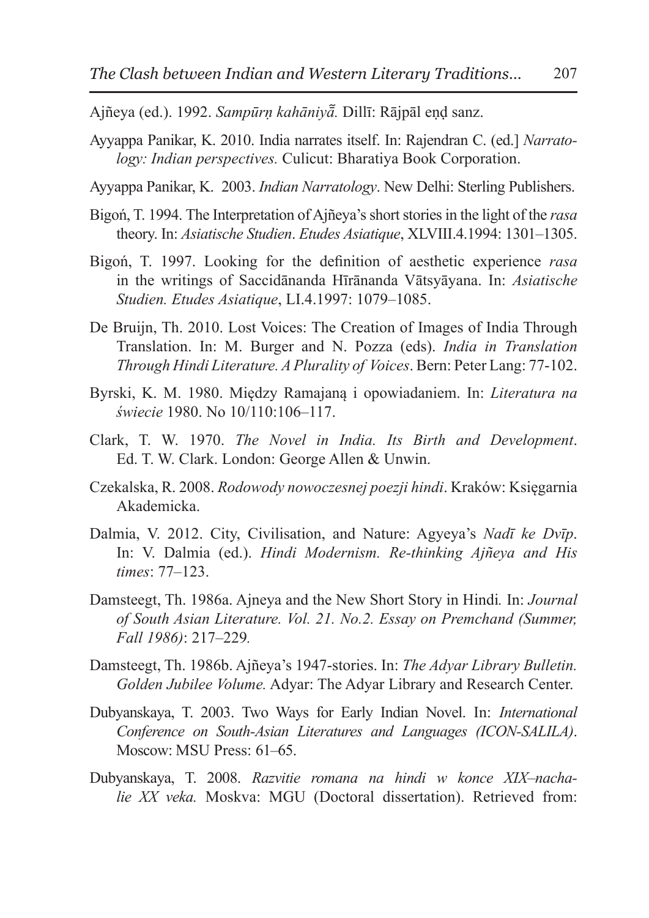Ajñeya (ed.). 1992. *Sampūrṇ kahāniyā̃.* Dillī: Rājpāl eṇḍ sanz.

Ayyappa Panikar, K. 2010. India narrates itself. In: Rajendran C. (ed.] *Narratology: Indian perspectives.* Culicut: Bharatiya Book Corporation.

Ayyappa Panikar, K. 2003. *Indian Narratology*. New Delhi: Sterling Publishers.

Bigoń, T. 1994. The Interpretation of Ajñeya's short stories in the light of the *rasa* theory. In: *Asiatische Studien*. *Etudes Asiatique*, XLVIII.4.1994: 1301–1305.

Bigoń, T. 1997. Looking for the definition of aesthetic experience *rasa* in the writings of Saccidānanda Hīrānanda Vātsyāyana. In: *Asiatische Studien. Etudes Asiatique*, LI.4.1997: 1079–1085.

De Bruijn, Th. 2010. Lost Voices: The Creation of Images of India Through Translation. In: M. Burger and N. Pozza (eds). *India in Translation Through Hindi Literature. A Plurality of Voices*. Bern: Peter Lang: 77-102.

Byrski, K. M. 1980. Między Ramajaną i opowiadaniem. In: *Literatura na świecie* 1980. No 10/110:106–117.

Clark, T. W. 1970. *The Novel in India. Its Birth and Development*. Ed. T. W. Clark. London: George Allen & Unwin.

Czekalska, R. 2008. *Rodowody nowoczesnej poezji hindi*. Kraków: Księgarnia Akademicka.

Dalmia, V. 2012. City, Civilisation, and Nature: Agyeya's *Nadī ke Dvīp*. In: V. Dalmia (ed.). *Hindi Modernism. Re-thinking Ajñeya and His times*: 77–123.

Damsteegt, Th. 1986a. Ajneya and the New Short Story in Hindi*.* In: *Journal of South Asian Literature. Vol. 21. No.2. Essay on Premchand (Summer, Fall 1986)*: 217–229*.*

Damsteegt, Th. 1986b. Ajñeya's 1947-stories. In: *The Adyar Library Bulletin. Golden Jubilee Volume.* Adyar: The Adyar Library and Research Center.

Dubyanskaya, T. 2003. Two Ways for Early Indian Novel. In: *International Conference on South-Asian Literatures and Languages (ICON-SALILA)*. Moscow: MSU Press: 61–65.

Dubyanskaya, T. 2008. *Razvitie romana na hindi w konce XIX–nachalie XX veka.* Moskva: MGU (Doctoral dissertation). Retrieved from: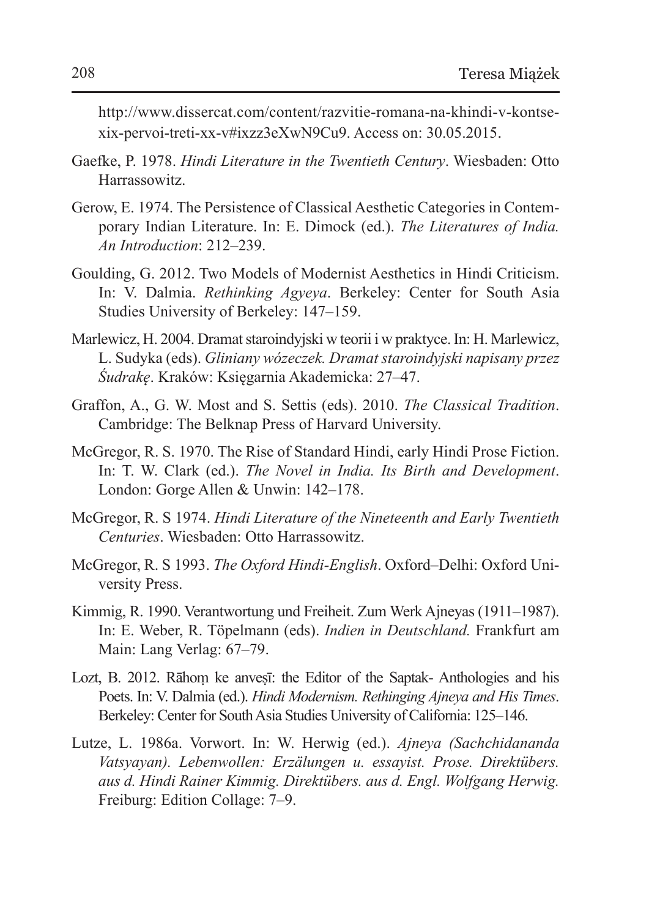http://www.dissercat.com/content/razvitie-romana-na-khindi-v-kontse-xix-pervoi-treti-xx-v#ixzz3eXwN9Cu9. Access on: 30.05.2015.

Gaefke, P. 1978. *Hindi Literature in the Twentieth Century*. Wiesbaden: Otto Harrassowitz.

Gerow, E. 1974. The Persistence of Classical Aesthetic Categories in Contemporary Indian Literature. In: E. Dimock (ed.). *The Literatures of India. An Introduction*: 212–239.

Goulding, G. 2012. Two Models of Modernist Aesthetics in Hindi Criticism. In: V. Dalmia. *Rethinking Agyeya*. Berkeley: Center for South Asia Studies University of Berkeley: 147–159.

Marlewicz, H. 2004. Dramat staroindyjski w teorii i w praktyce. In: H. Marlewicz, L. Sudyka (eds). *Gliniany wózeczek. Dramat staroindyjski napisany przez Śudrakę*. Kraków: Księgarnia Akademicka: 27–47.

Graffon, A., G. W. Most and S. Settis (eds). 2010. *The Classical Tradition*. Cambridge: The Belknap Press of Harvard University.

McGregor, R. S. 1970. The Rise of Standard Hindi, early Hindi Prose Fiction. In: T. W. Clark (ed.). *The Novel in India. Its Birth and Development*. London: Gorge Allen & Unwin: 142–178.

McGregor, R. S 1974. *Hindi Literature of the Nineteenth and Early Twentieth Centuries*. Wiesbaden: Otto Harrassowitz.

McGregor, R. S 1993. *The Oxford Hindi-English*. Oxford–Delhi: Oxford University Press.

Kimmig, R. 1990. Verantwortung und Freiheit. Zum Werk Ajneyas (1911–1987). In: E. Weber, R. Töpelmann (eds). *Indien in Deutschland.* Frankfurt am Main: Lang Verlag: 67–79.

Lozt, B. 2012. Rāhoṃ ke anveṣī: the Editor of the Saptak- Anthologies and his Poets. In: V. Dalmia (ed.). *Hindi Modernism. Rethinging Ajneya and His Times*. Berkeley: Center for South Asia Studies University of California: 125–146.

Lutze, L. 1986a. Vorwort. In: W. Herwig (ed.). *Ajneya (Sachchidananda Vatsyayan). Lebenwollen: Erzälungen u. essayist. Prose. Direktübers. aus d. Hindi Rainer Kimmig. Direktübers. aus d. Engl. Wolfgang Herwig.* Freiburg: Edition Collage: 7–9.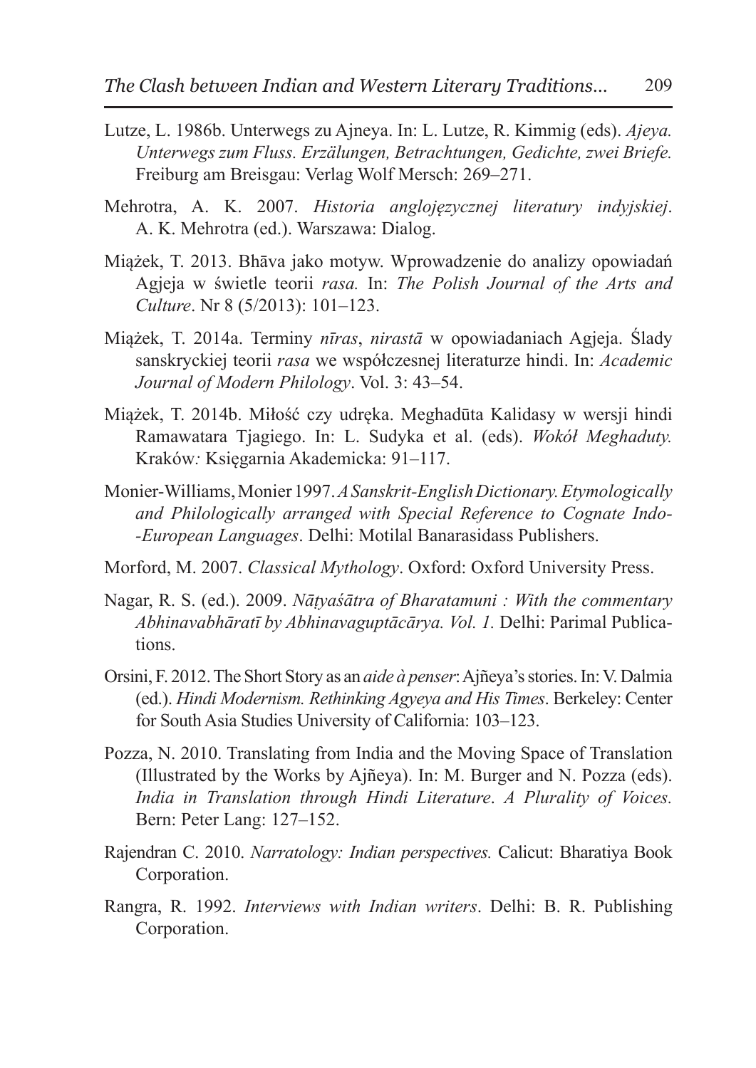Lutze, L. 1986b. Unterwegs zu Ajneya. In: L. Lutze, R. Kimmig (eds). *Ajeya. Unterwegs zum Fluss. Erzälungen, Betrachtungen, Gedichte, zwei Briefe.* Freiburg am Breisgau: Verlag Wolf Mersch: 269–271.

Mehrotra, A. K. 2007. *Historia anglojęzycznej literatury indyjskiej*. A. K. Mehrotra (ed.). Warszawa: Dialog.

Miążek, T. 2013. Bhāva jako motyw. Wprowadzenie do analizy opowiadań Agjeja w świetle teorii *rasa.* In: *The Polish Journal of the Arts and Culture*. Nr 8 (5/2013): 101–123.

Miążek, T. 2014a. Terminy *nīras*, *nirastā* w opowiadaniach Agjeja. Ślady sanskryckiej teorii *rasa* we współczesnej literaturze hindi. In: *Academic Journal of Modern Philology*. Vol. 3: 43–54.

Miążek, T. 2014b. Miłość czy udręka. Meghadūta Kalidasy w wersji hindi Ramawatara Tjagiego. In: L. Sudyka et al. (eds). *Wokół Meghaduty.* Kraków*:* Księgarnia Akademicka: 91–117.

Monier-Williams, Monier 1997. *A Sanskrit-English Dictionary. Etymologically and Philologically arranged with Special Reference to Cognate Indo--European Languages*. Delhi: Motilal Banarasidass Publishers.

Morford, M. 2007. *Classical Mythology*. Oxford: Oxford University Press.

Nagar, R. S. (ed.). 2009. *Nāṭyaśātra of Bharatamuni : With the commentary Abhinavabhāratī by Abhinavaguptācārya. Vol. 1.* Delhi: Parimal Publications.

Orsini, F. 2012. The Short Story as an *aide à penser*: Ajñeya's stories. In: V. Dalmia (ed.). *Hindi Modernism. Rethinking Agyeya and His Times*. Berkeley: Center for South Asia Studies University of California: 103–123.

Pozza, N. 2010. Translating from India and the Moving Space of Translation (Illustrated by the Works by Ajñeya). In: M. Burger and N. Pozza (eds). *India in Translation through Hindi Literature*. *A Plurality of Voices.* Bern: Peter Lang: 127–152.

Rajendran C. 2010. *Narratology: Indian perspectives.* Calicut: Bharatiya Book Corporation.

Rangra, R. 1992. *Interviews with Indian writers*. Delhi: B. R. Publishing Corporation.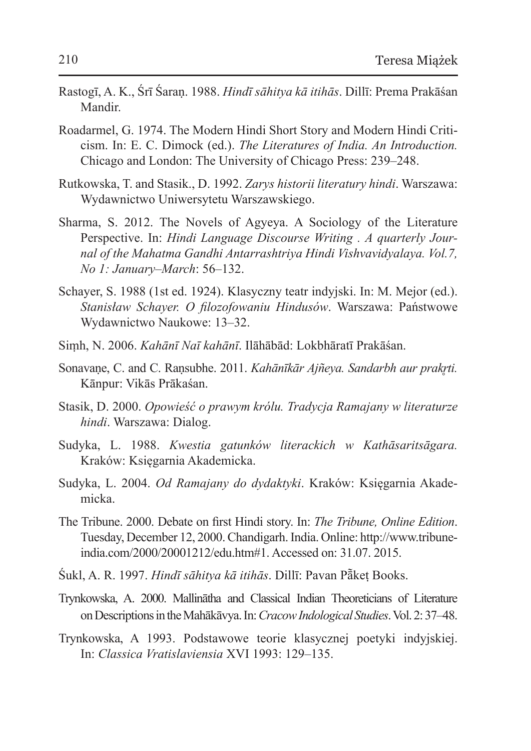Rastogī, A. K., Śrī Śaraṇ. 1988. *Hindī sāhitya kā itihās*. Dillī: Prema Prakāśan Mandir.

Roadarmel, G. 1974. The Modern Hindi Short Story and Modern Hindi Criticism. In: E. C. Dimock (ed.). *The Literatures of India. An Introduction.* Chicago and London: The University of Chicago Press: 239–248.

Rutkowska, T. and Stasik., D. 1992. *Zarys historii literatury hindi*. Warszawa: Wydawnictwo Uniwersytetu Warszawskiego.

Sharma, S. 2012. The Novels of Agyeya. A Sociology of the Literature Perspective. In: *Hindi Language Discourse Writing . A quarterly Journal of the Mahatma Gandhi Antarrashtriya Hindi Vishvavidyalaya. Vol.7, No 1: January–March*: 56–132.

Schayer, S. 1988 (1st ed. 1924). Klasyczny teatr indyjski. In: M. Mejor (ed.). *Stanisław Schayer. O filozofowaniu Hindusów*. Warszawa: Państwowe Wydawnictwo Naukowe: 13–32.

Siṃh, N. 2006. *Kahānī Naī kahānī*. Ilāhābād: Lokbhāratī Prakāśan.

Sonavaṇe, C. and C. Raṇsubhe. 2011. *Kahānīkār Ajñeya. Sandarbh aur prakr̥ti.* Kānpur: Vikās Prākaśan.

Stasik, D. 2000. *Opowieść o prawym królu. Tradycja Ramajany w literaturze hindi*. Warszawa: Dialog.

Sudyka, L. 1988. *Kwestia gatunków literackich w Kathāsaritsāgara.* Kraków: Księgarnia Akademicka.

Sudyka, L. 2004. *Od Ramajany do dydaktyki*. Kraków: Księgarnia Akademicka.

The Tribune. 2000. Debate on first Hindi story. In: *The Tribune, Online Edition*. Tuesday, December 12, 2000. Chandigarh. India. Online: http://www.tribuneindia.com/2000/20001212/edu.htm#1. Accessed on: 31.07. 2015.

Śukl, A. R. 1997. *Hindī sāhitya kā itihās*. Dillī: Pavan Pā̃keṭ Books.

Trynkowska, A. 2000. Mallinātha and Classical Indian Theoreticians of Literature on Descriptions in the Mahākāvya. In: *Cracow Indological Studies*. Vol. 2: 37–48.

Trynkowska, A 1993. Podstawowe teorie klasycznej poetyki indyjskiej. In: *Classica Vratislaviensia* XVI 1993: 129–135.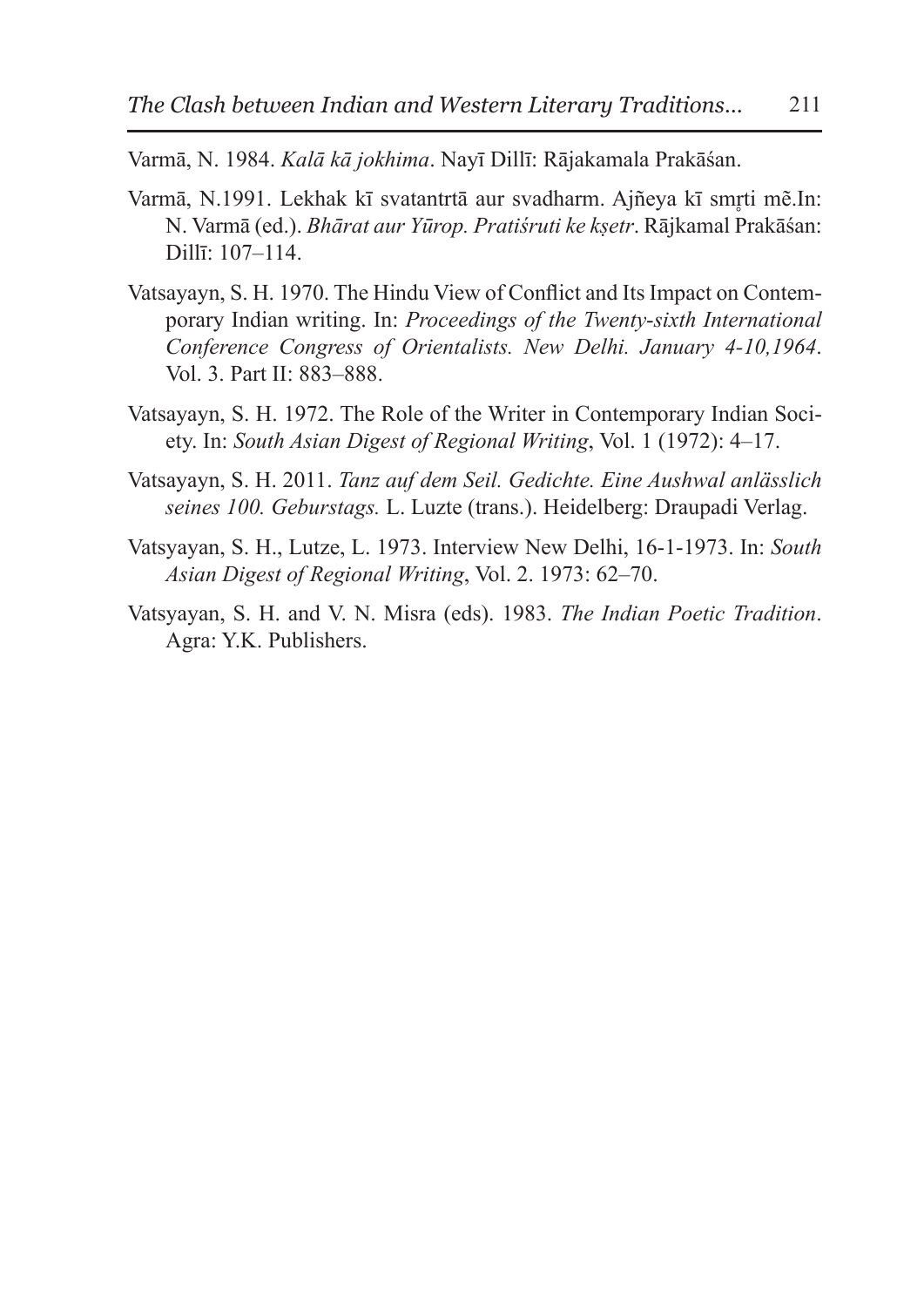Varmā, N. 1984. *Kalā kā jokhima*. Nayī Dillī: Rājakamala Prakāśan.

Varmā, N.1991. Lekhak kī svatantrtā aur svadharm. Ajñeya kī smr̥ti mẽ.In: N. Varmā (ed.). *Bhārat aur Yūrop. Pratiśruti ke kṣetr*. Rājkamal Prakāśan: Dillī: 107–114.

Vatsayayn, S. H. 1970. The Hindu View of Conflict and Its Impact on Contemporary Indian writing. In: *Proceedings of the Twenty-sixth International Conference Congress of Orientalists. New Delhi. January 4-10,1964*. Vol. 3. Part II: 883–888.

Vatsayayn, S. H. 1972. The Role of the Writer in Contemporary Indian Society. In: *South Asian Digest of Regional Writing*, Vol. 1 (1972): 4–17.

Vatsayayn, S. H. 2011. *Tanz auf dem Seil. Gedichte. Eine Aushwal anlässlich seines 100. Geburstags.* L. Luzte (trans.). Heidelberg: Draupadi Verlag.

Vatsyayan, S. H., Lutze, L. 1973. Interview New Delhi, 16-1-1973. In: *South Asian Digest of Regional Writing*, Vol. 2. 1973: 62–70.

Vatsyayan, S. H. and V. N. Misra (eds). 1983. *The Indian Poetic Tradition*. Agra: Y.K. Publishers.